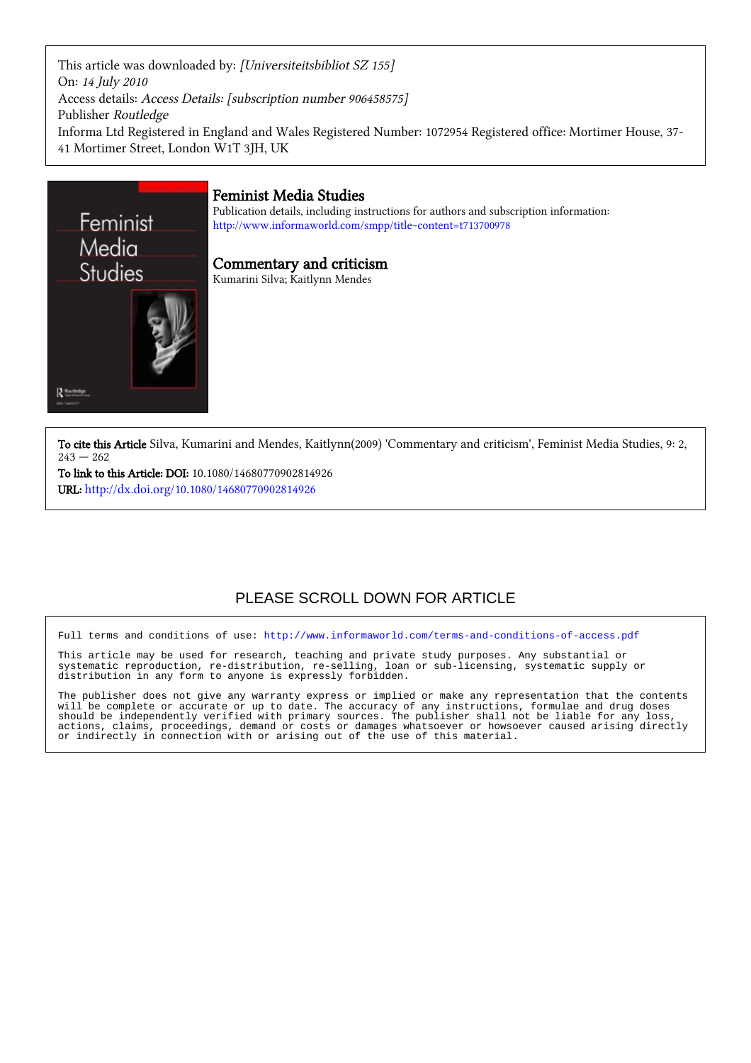This article was downloaded by: *[Universiteitsbibliot SZ 155]*
On: *14 July 2010*
Access details: *Access Details: [subscription number 906458575]*
Publisher *Routledge*
Informa Ltd Registered in England and Wales Registered Number: 1072954 Registered office: Mortimer House, 37-41 Mortimer Street, London W1T 3JH, UK

# Feminist Media Studies

Publication details, including instructions for authors and subscription information:
http://www.informaworld.com/smpp/title~content=t713700978

## Commentary and criticism

Kumarini Silva; Kaitlynn Mendes

**To cite this Article** Silva, Kumarini and Mendes, Kaitlynn(2009) 'Commentary and criticism', Feminist Media Studies, 9: 2, 243 — 262

**To link to this Article: DOI:** 10.1080/14680770902814926

**URL:** http://dx.doi.org/10.1080/14680770902814926

PLEASE SCROLL DOWN FOR ARTICLE

Full terms and conditions of use: http://www.informaworld.com/terms-and-conditions-of-access.pdf

This article may be used for research, teaching and private study purposes. Any substantial or systematic reproduction, re-distribution, re-selling, loan or sub-licensing, systematic supply or distribution in any form to anyone is expressly forbidden.

The publisher does not give any warranty express or implied or make any representation that the contents will be complete or accurate or up to date. The accuracy of any instructions, formulae and drug doses should be independently verified with primary sources. The publisher shall not be liable for any loss, actions, claims, proceedings, demand or costs or damages whatsoever or howsoever caused arising directly or indirectly in connection with or arising out of the use of this material.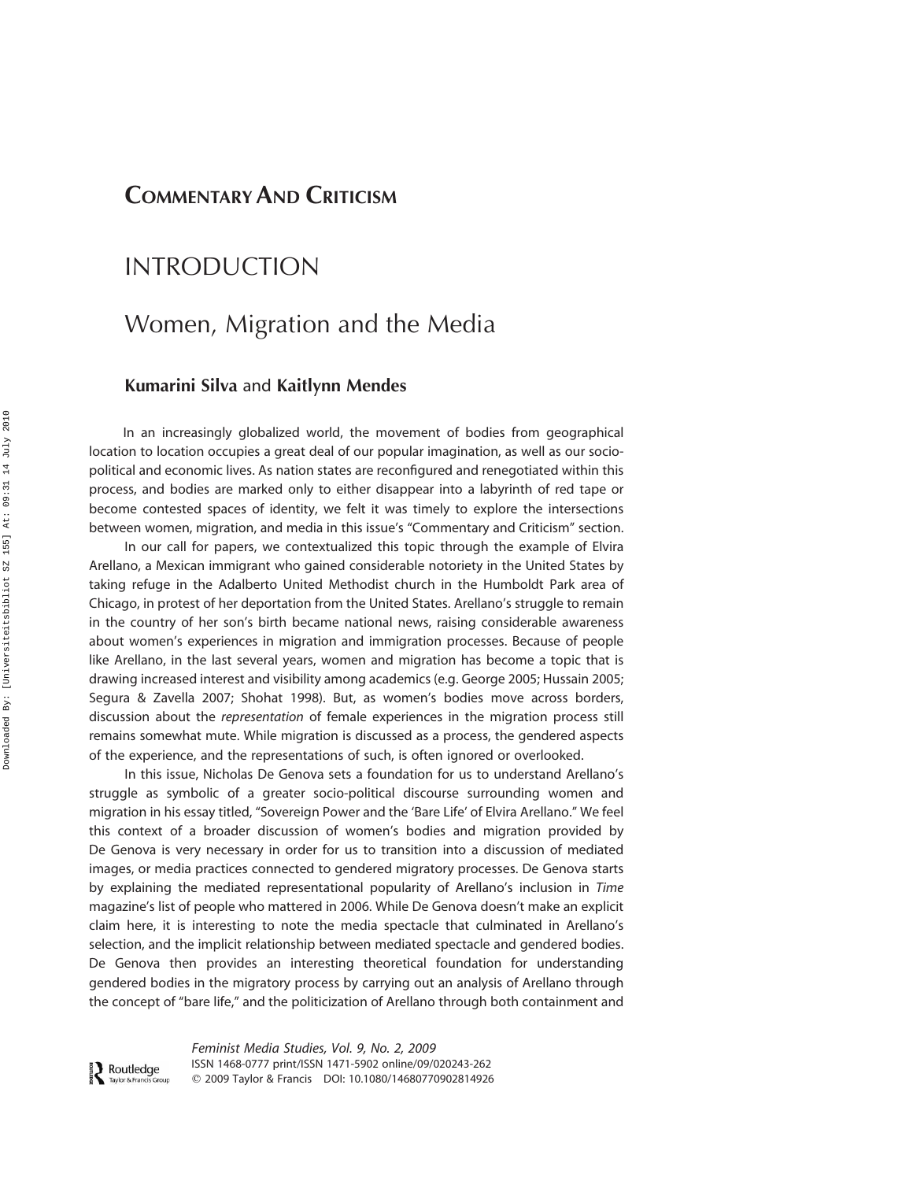## Commentary And Criticism

# INTRODUCTION

## Women, Migration and the Media

**Kumarini Silva** and **Kaitlynn Mendes**

In an increasingly globalized world, the movement of bodies from geographical location to location occupies a great deal of our popular imagination, as well as our socio-political and economic lives. As nation states are reconfigured and renegotiated within this process, and bodies are marked only to either disappear into a labyrinth of red tape or become contested spaces of identity, we felt it was timely to explore the intersections between women, migration, and media in this issue's "Commentary and Criticism" section.

In our call for papers, we contextualized this topic through the example of Elvira Arellano, a Mexican immigrant who gained considerable notoriety in the United States by taking refuge in the Adalberto United Methodist church in the Humboldt Park area of Chicago, in protest of her deportation from the United States. Arellano's struggle to remain in the country of her son's birth became national news, raising considerable awareness about women's experiences in migration and immigration processes. Because of people like Arellano, in the last several years, women and migration has become a topic that is drawing increased interest and visibility among academics (e.g. George 2005; Hussain 2005; Segura & Zavella 2007; Shohat 1998). But, as women's bodies move across borders, discussion about the *representation* of female experiences in the migration process still remains somewhat mute. While migration is discussed as a process, the gendered aspects of the experience, and the representations of such, is often ignored or overlooked.

In this issue, Nicholas De Genova sets a foundation for us to understand Arellano's struggle as symbolic of a greater socio-political discourse surrounding women and migration in his essay titled, "Sovereign Power and the 'Bare Life' of Elvira Arellano." We feel this context of a broader discussion of women's bodies and migration provided by De Genova is very necessary in order for us to transition into a discussion of mediated images, or media practices connected to gendered migratory processes. De Genova starts by explaining the mediated representational popularity of Arellano's inclusion in *Time* magazine's list of people who mattered in 2006. While De Genova doesn't make an explicit claim here, it is interesting to note the media spectacle that culminated in Arellano's selection, and the implicit relationship between mediated spectacle and gendered bodies. De Genova then provides an interesting theoretical foundation for understanding gendered bodies in the migratory process by carrying out an analysis of Arellano through the concept of "bare life," and the politicization of Arellano through both containment and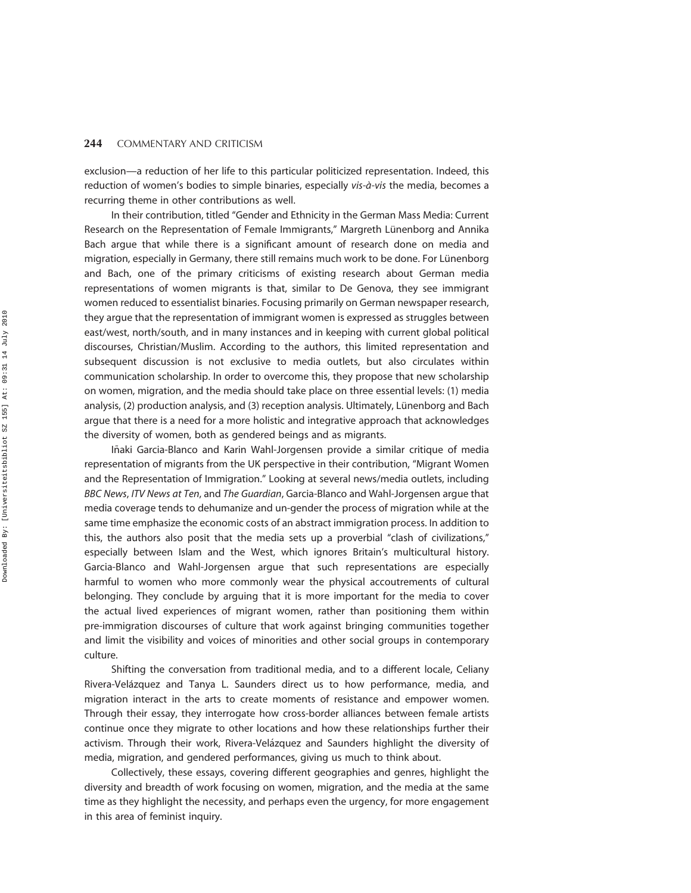exclusion—a reduction of her life to this particular politicized representation. Indeed, this reduction of women's bodies to simple binaries, especially *vis-à-vis* the media, becomes a recurring theme in other contributions as well.

In their contribution, titled "Gender and Ethnicity in the German Mass Media: Current Research on the Representation of Female Immigrants," Margreth Lünenborg and Annika Bach argue that while there is a significant amount of research done on media and migration, especially in Germany, there still remains much work to be done. For Lünenborg and Bach, one of the primary criticisms of existing research about German media representations of women migrants is that, similar to De Genova, they see immigrant women reduced to essentialist binaries. Focusing primarily on German newspaper research, they argue that the representation of immigrant women is expressed as struggles between east/west, north/south, and in many instances and in keeping with current global political discourses, Christian/Muslim. According to the authors, this limited representation and subsequent discussion is not exclusive to media outlets, but also circulates within communication scholarship. In order to overcome this, they propose that new scholarship on women, migration, and the media should take place on three essential levels: (1) media analysis, (2) production analysis, and (3) reception analysis. Ultimately, Lünenborg and Bach argue that there is a need for a more holistic and integrative approach that acknowledges the diversity of women, both as gendered beings and as migrants.

Iñaki Garcia-Blanco and Karin Wahl-Jorgensen provide a similar critique of media representation of migrants from the UK perspective in their contribution, "Migrant Women and the Representation of Immigration." Looking at several news/media outlets, including *BBC News*, *ITV News at Ten*, and *The Guardian*, Garcia-Blanco and Wahl-Jorgensen argue that media coverage tends to dehumanize and un-gender the process of migration while at the same time emphasize the economic costs of an abstract immigration process. In addition to this, the authors also posit that the media sets up a proverbial "clash of civilizations," especially between Islam and the West, which ignores Britain's multicultural history. Garcia-Blanco and Wahl-Jorgensen argue that such representations are especially harmful to women who more commonly wear the physical accoutrements of cultural belonging. They conclude by arguing that it is more important for the media to cover the actual lived experiences of migrant women, rather than positioning them within pre-immigration discourses of culture that work against bringing communities together and limit the visibility and voices of minorities and other social groups in contemporary culture.

Shifting the conversation from traditional media, and to a different locale, Celiany Rivera-Velázquez and Tanya L. Saunders direct us to how performance, media, and migration interact in the arts to create moments of resistance and empower women. Through their essay, they interrogate how cross-border alliances between female artists continue once they migrate to other locations and how these relationships further their activism. Through their work, Rivera-Velázquez and Saunders highlight the diversity of media, migration, and gendered performances, giving us much to think about.

Collectively, these essays, covering different geographies and genres, highlight the diversity and breadth of work focusing on women, migration, and the media at the same time as they highlight the necessity, and perhaps even the urgency, for more engagement in this area of feminist inquiry.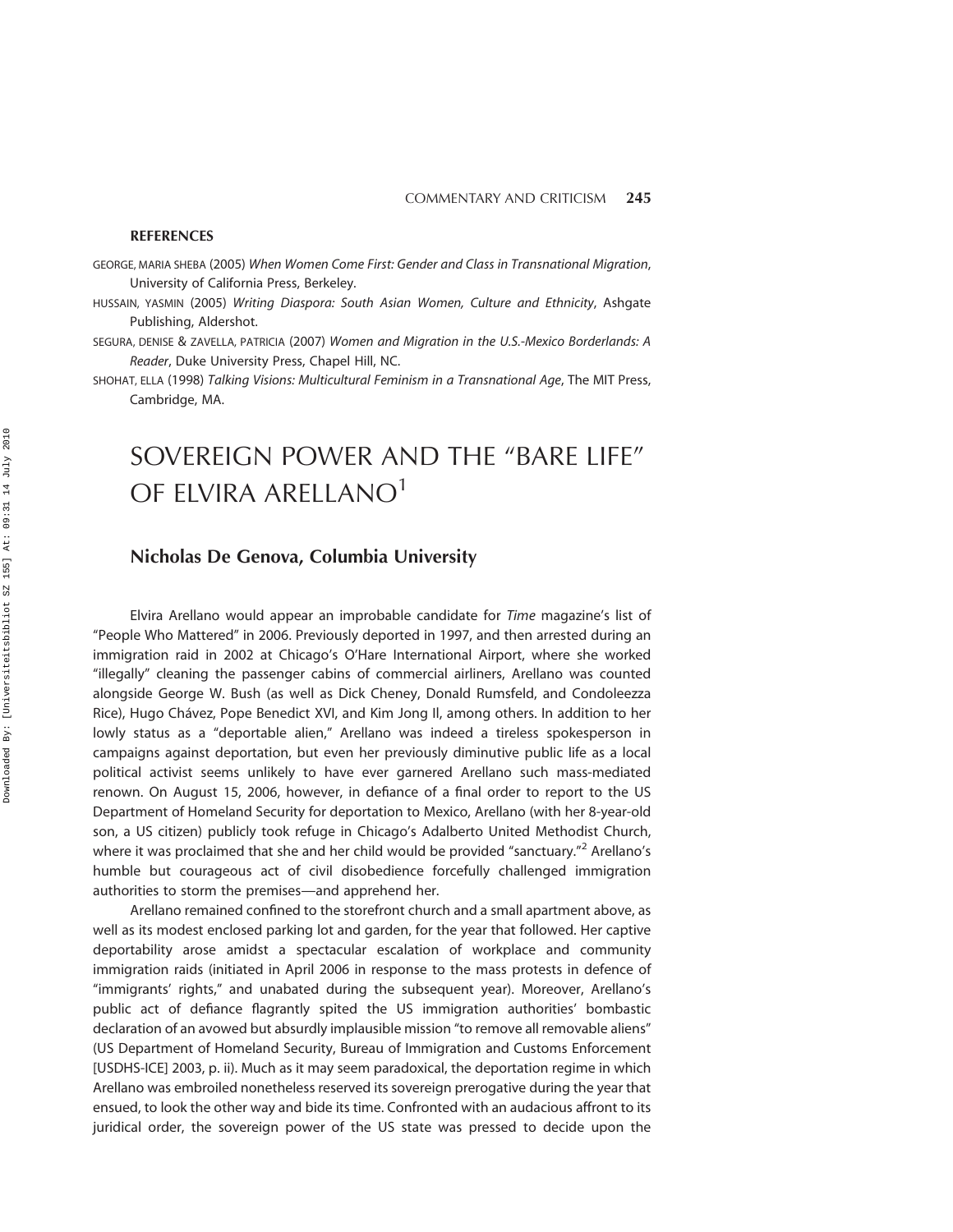**REFERENCES**

GEORGE, MARIA SHEBA (2005) *When Women Come First: Gender and Class in Transnational Migration*, University of California Press, Berkeley.

HUSSAIN, YASMIN (2005) *Writing Diaspora: South Asian Women, Culture and Ethnicity*, Ashgate Publishing, Aldershot.

SEGURA, DENISE & ZAVELLA, PATRICIA (2007) *Women and Migration in the U.S.-Mexico Borderlands: A Reader*, Duke University Press, Chapel Hill, NC.

SHOHAT, ELLA (1998) *Talking Visions: Multicultural Feminism in a Transnational Age*, The MIT Press, Cambridge, MA.

# SOVEREIGN POWER AND THE "BARE LIFE" OF ELVIRA ARELLANO[1]

### Nicholas De Genova, Columbia University

Elvira Arellano would appear an improbable candidate for *Time* magazine's list of "People Who Mattered" in 2006. Previously deported in 1997, and then arrested during an immigration raid in 2002 at Chicago's O'Hare International Airport, where she worked "illegally" cleaning the passenger cabins of commercial airliners, Arellano was counted alongside George W. Bush (as well as Dick Cheney, Donald Rumsfeld, and Condoleezza Rice), Hugo Chávez, Pope Benedict XVI, and Kim Jong Il, among others. In addition to her lowly status as a "deportable alien," Arellano was indeed a tireless spokesperson in campaigns against deportation, but even her previously diminutive public life as a local political activist seems unlikely to have ever garnered Arellano such mass-mediated renown. On August 15, 2006, however, in defiance of a final order to report to the US Department of Homeland Security for deportation to Mexico, Arellano (with her 8-year-old son, a US citizen) publicly took refuge in Chicago's Adalberto United Methodist Church, where it was proclaimed that she and her child would be provided "sanctuary."[2] Arellano's humble but courageous act of civil disobedience forcefully challenged immigration authorities to storm the premises—and apprehend her.

Arellano remained confined to the storefront church and a small apartment above, as well as its modest enclosed parking lot and garden, for the year that followed. Her captive deportability arose amidst a spectacular escalation of workplace and community immigration raids (initiated in April 2006 in response to the mass protests in defence of "immigrants' rights," and unabated during the subsequent year). Moreover, Arellano's public act of defiance flagrantly spited the US immigration authorities' bombastic declaration of an avowed but absurdly implausible mission "to remove all removable aliens" (US Department of Homeland Security, Bureau of Immigration and Customs Enforcement [USDHS-ICE] 2003, p. ii). Much as it may seem paradoxical, the deportation regime in which Arellano was embroiled nonetheless reserved its sovereign prerogative during the year that ensued, to look the other way and bide its time. Confronted with an audacious affront to its juridical order, the sovereign power of the US state was pressed to decide upon the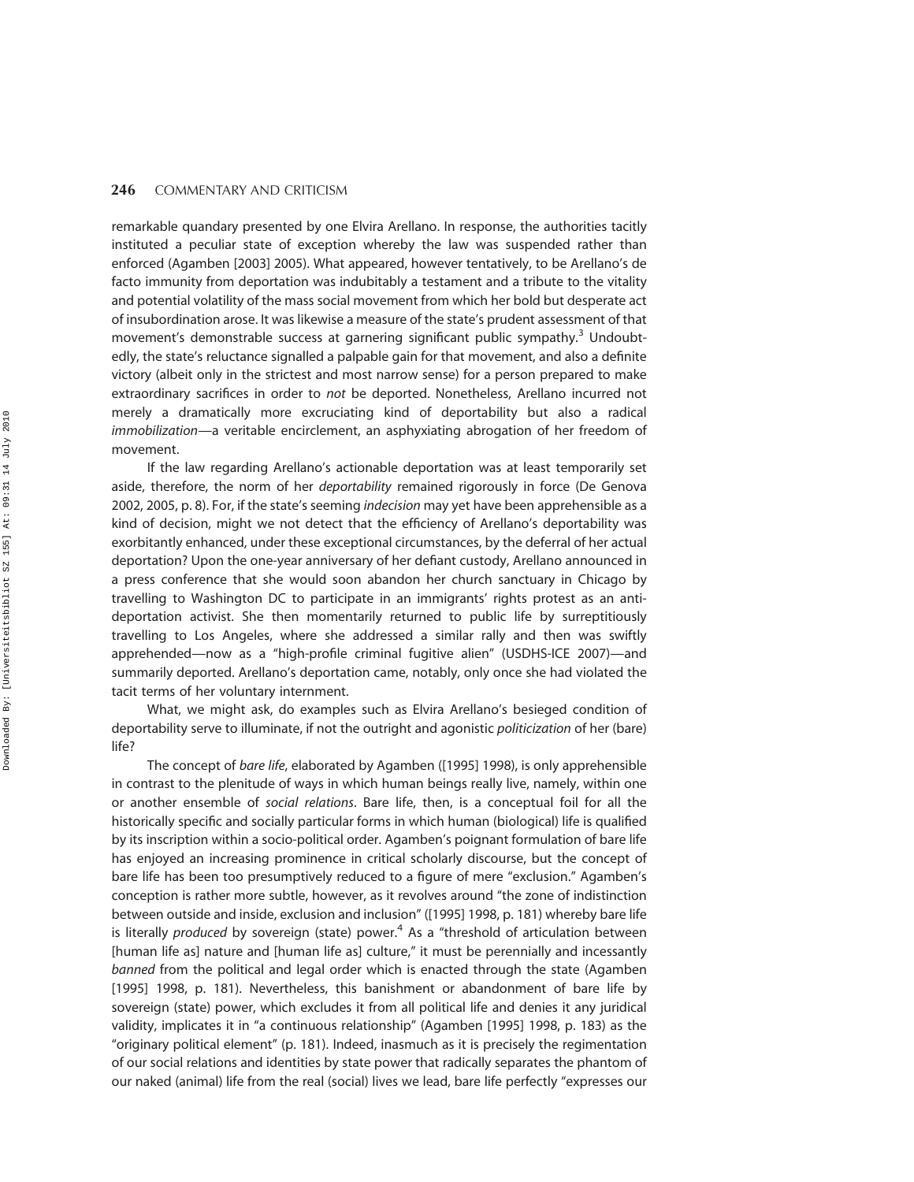remarkable quandary presented by one Elvira Arellano. In response, the authorities tacitly instituted a peculiar state of exception whereby the law was suspended rather than enforced (Agamben [2003] 2005). What appeared, however tentatively, to be Arellano's de facto immunity from deportation was indubitably a testament and a tribute to the vitality and potential volatility of the mass social movement from which her bold but desperate act of insubordination arose. It was likewise a measure of the state's prudent assessment of that movement's demonstrable success at garnering significant public sympathy.[3] Undoubtedly, the state's reluctance signalled a palpable gain for that movement, and also a definite victory (albeit only in the strictest and most narrow sense) for a person prepared to make extraordinary sacrifices in order to *not* be deported. Nonetheless, Arellano incurred not merely a dramatically more excruciating kind of deportability but also a radical *immobilization*—a veritable encirclement, an asphyxiating abrogation of her freedom of movement.

If the law regarding Arellano's actionable deportation was at least temporarily set aside, therefore, the norm of her *deportability* remained rigorously in force (De Genova 2002, 2005, p. 8). For, if the state's seeming *indecision* may yet have been apprehensible as a kind of decision, might we not detect that the efficiency of Arellano's deportability was exorbitantly enhanced, under these exceptional circumstances, by the deferral of her actual deportation? Upon the one-year anniversary of her defiant custody, Arellano announced in a press conference that she would soon abandon her church sanctuary in Chicago by travelling to Washington DC to participate in an immigrants' rights protest as an anti-deportation activist. She then momentarily returned to public life by surreptitiously travelling to Los Angeles, where she addressed a similar rally and then was swiftly apprehended—now as a "high-profile criminal fugitive alien" (USDHS-ICE 2007)—and summarily deported. Arellano's deportation came, notably, only once she had violated the tacit terms of her voluntary internment.

What, we might ask, do examples such as Elvira Arellano's besieged condition of deportability serve to illuminate, if not the outright and agonistic *politicization* of her (bare) life?

The concept of *bare life*, elaborated by Agamben ([1995] 1998), is only apprehensible in contrast to the plenitude of ways in which human beings really live, namely, within one or another ensemble of *social relations*. Bare life, then, is a conceptual foil for all the historically specific and socially particular forms in which human (biological) life is qualified by its inscription within a socio-political order. Agamben's poignant formulation of bare life has enjoyed an increasing prominence in critical scholarly discourse, but the concept of bare life has been too presumptively reduced to a figure of mere "exclusion." Agamben's conception is rather more subtle, however, as it revolves around "the zone of indistinction between outside and inside, exclusion and inclusion" ([1995] 1998, p. 181) whereby bare life is literally *produced* by sovereign (state) power.[4] As a "threshold of articulation between [human life as] nature and [human life as] culture," it must be perennially and incessantly *banned* from the political and legal order which is enacted through the state (Agamben [1995] 1998, p. 181). Nevertheless, this banishment or abandonment of bare life by sovereign (state) power, which excludes it from all political life and denies it any juridical validity, implicates it in "a continuous relationship" (Agamben [1995] 1998, p. 183) as the "originary political element" (p. 181). Indeed, inasmuch as it is precisely the regimentation of our social relations and identities by state power that radically separates the phantom of our naked (animal) life from the real (social) lives we lead, bare life perfectly "expresses our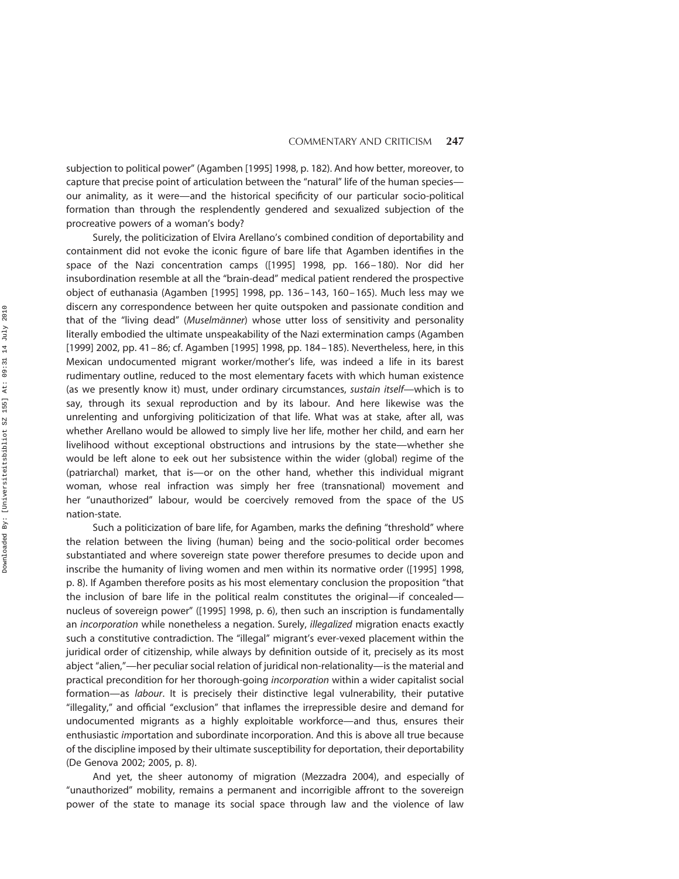subjection to political power" (Agamben [1995] 1998, p. 182). And how better, moreover, to capture that precise point of articulation between the "natural" life of the human species—our animality, as it were—and the historical specificity of our particular socio-political formation than through the resplendently gendered and sexualized subjection of the procreative powers of a woman's body?

Surely, the politicization of Elvira Arellano's combined condition of deportability and containment did not evoke the iconic figure of bare life that Agamben identifies in the space of the Nazi concentration camps ([1995] 1998, pp. 166–180). Nor did her insubordination resemble at all the "brain-dead" medical patient rendered the prospective object of euthanasia (Agamben [1995] 1998, pp. 136–143, 160–165). Much less may we discern any correspondence between her quite outspoken and passionate condition and that of the "living dead" (*Muselmänner*) whose utter loss of sensitivity and personality literally embodied the ultimate unspeakability of the Nazi extermination camps (Agamben [1999] 2002, pp. 41–86; cf. Agamben [1995] 1998, pp. 184–185). Nevertheless, here, in this Mexican undocumented migrant worker/mother's life, was indeed a life in its barest rudimentary outline, reduced to the most elementary facets with which human existence (as we presently know it) must, under ordinary circumstances, *sustain itself*—which is to say, through its sexual reproduction and by its labour. And here likewise was the unrelenting and unforgiving politicization of that life. What was at stake, after all, was whether Arellano would be allowed to simply live her life, mother her child, and earn her livelihood without exceptional obstructions and intrusions by the state—whether she would be left alone to eek out her subsistence within the wider (global) regime of the (patriarchal) market, that is—or on the other hand, whether this individual migrant woman, whose real infraction was simply her free (transnational) movement and her "unauthorized" labour, would be coercively removed from the space of the US nation-state.

Such a politicization of bare life, for Agamben, marks the defining "threshold" where the relation between the living (human) being and the socio-political order becomes substantiated and where sovereign state power therefore presumes to decide upon and inscribe the humanity of living women and men within its normative order ([1995] 1998, p. 8). If Agamben therefore posits as his most elementary conclusion the proposition "that the inclusion of bare life in the political realm constitutes the original—if concealed—nucleus of sovereign power" ([1995] 1998, p. 6), then such an inscription is fundamentally an *incorporation* while nonetheless a negation. Surely, *illegalized* migration enacts exactly such a constitutive contradiction. The "illegal" migrant's ever-vexed placement within the juridical order of citizenship, while always by definition outside of it, precisely as its most abject "alien,"—her peculiar social relation of juridical non-relationality—is the material and practical precondition for her thorough-going *incorporation* within a wider capitalist social formation—as *labour*. It is precisely their distinctive legal vulnerability, their putative "illegality," and official "exclusion" that inflames the irrepressible desire and demand for undocumented migrants as a highly exploitable workforce—and thus, ensures their enthusiastic *im*portation and subordinate incorporation. And this is above all true because of the discipline imposed by their ultimate susceptibility for deportation, their deportability (De Genova 2002; 2005, p. 8).

And yet, the sheer autonomy of migration (Mezzadra 2004), and especially of "unauthorized" mobility, remains a permanent and incorrigible affront to the sovereign power of the state to manage its social space through law and the violence of law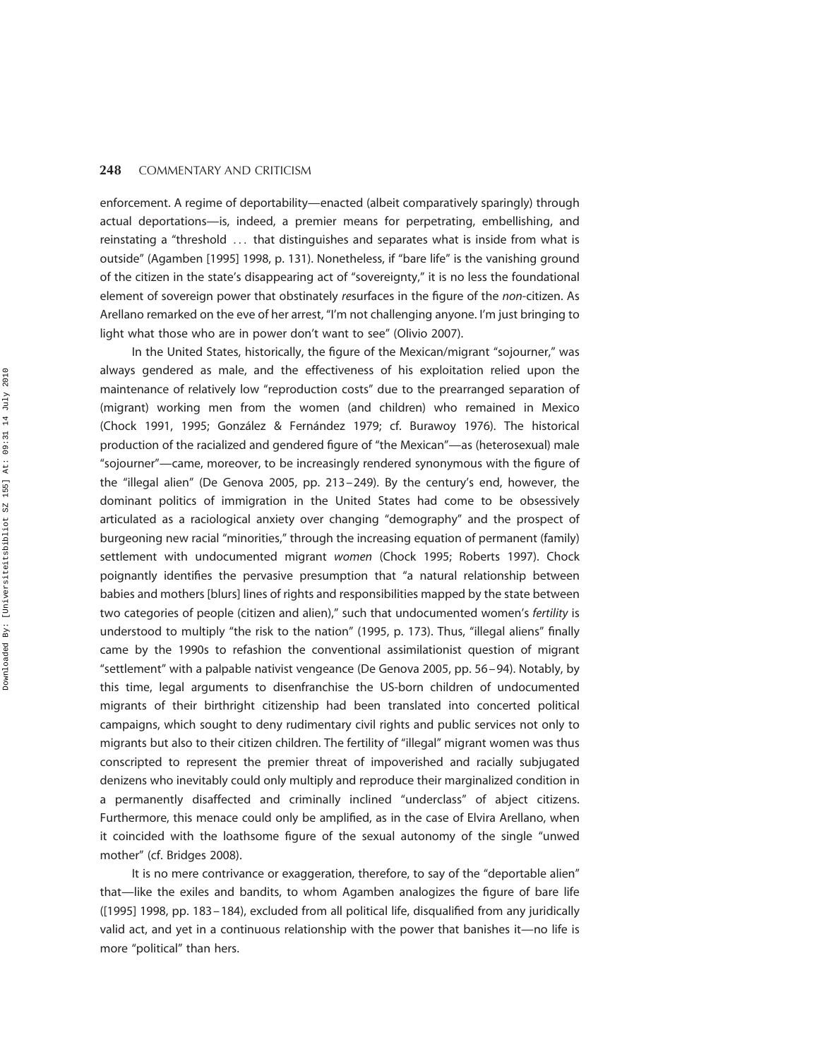enforcement. A regime of deportability—enacted (albeit comparatively sparingly) through actual deportations—is, indeed, a premier means for perpetrating, embellishing, and reinstating a "threshold ... that distinguishes and separates what is inside from what is outside" (Agamben [1995] 1998, p. 131). Nonetheless, if "bare life" is the vanishing ground of the citizen in the state's disappearing act of "sovereignty," it is no less the foundational element of sovereign power that obstinately *re*surfaces in the figure of the *non*-citizen. As Arellano remarked on the eve of her arrest, "I'm not challenging anyone. I'm just bringing to light what those who are in power don't want to see" (Olivio 2007).

In the United States, historically, the figure of the Mexican/migrant "sojourner," was always gendered as male, and the effectiveness of his exploitation relied upon the maintenance of relatively low "reproduction costs" due to the prearranged separation of (migrant) working men from the women (and children) who remained in Mexico (Chock 1991, 1995; González & Fernández 1979; cf. Burawoy 1976). The historical production of the racialized and gendered figure of "the Mexican"—as (heterosexual) male "sojourner"—came, moreover, to be increasingly rendered synonymous with the figure of the "illegal alien" (De Genova 2005, pp. 213–249). By the century's end, however, the dominant politics of immigration in the United States had come to be obsessively articulated as a raciological anxiety over changing "demography" and the prospect of burgeoning new racial "minorities," through the increasing equation of permanent (family) settlement with undocumented migrant *women* (Chock 1995; Roberts 1997). Chock poignantly identifies the pervasive presumption that "a natural relationship between babies and mothers [blurs] lines of rights and responsibilities mapped by the state between two categories of people (citizen and alien)," such that undocumented women's *fertility* is understood to multiply "the risk to the nation" (1995, p. 173). Thus, "illegal aliens" finally came by the 1990s to refashion the conventional assimilationist question of migrant "settlement" with a palpable nativist vengeance (De Genova 2005, pp. 56–94). Notably, by this time, legal arguments to disenfranchise the US-born children of undocumented migrants of their birthright citizenship had been translated into concerted political campaigns, which sought to deny rudimentary civil rights and public services not only to migrants but also to their citizen children. The fertility of "illegal" migrant women was thus conscripted to represent the premier threat of impoverished and racially subjugated denizens who inevitably could only multiply and reproduce their marginalized condition in a permanently disaffected and criminally inclined "underclass" of abject citizens. Furthermore, this menace could only be amplified, as in the case of Elvira Arellano, when it coincided with the loathsome figure of the sexual autonomy of the single "unwed mother" (cf. Bridges 2008).

It is no mere contrivance or exaggeration, therefore, to say of the "deportable alien" that—like the exiles and bandits, to whom Agamben analogizes the figure of bare life ([1995] 1998, pp. 183–184), excluded from all political life, disqualified from any juridically valid act, and yet in a continuous relationship with the power that banishes it—no life is more "political" than hers.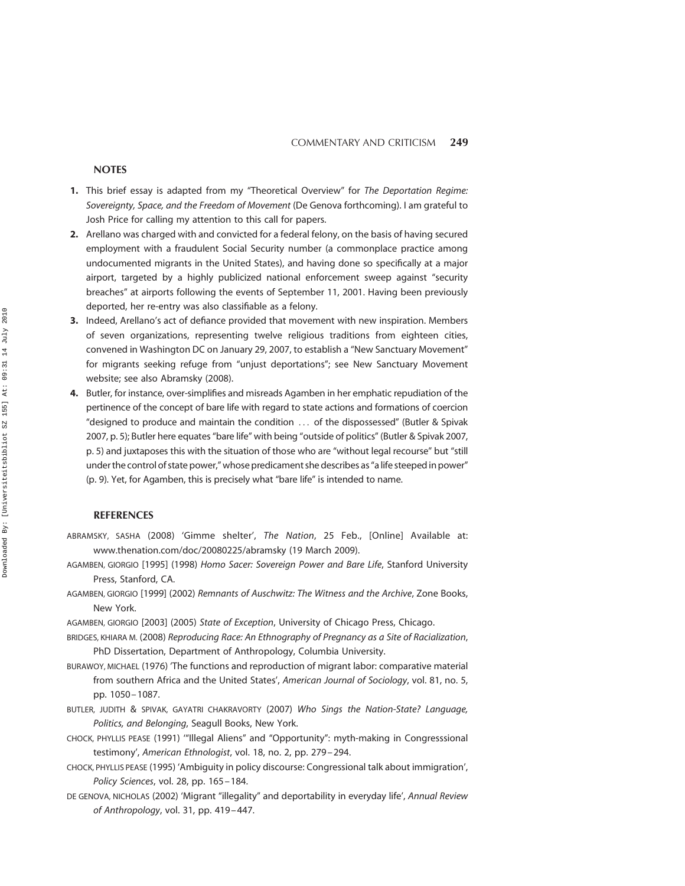## NOTES

1. This brief essay is adapted from my "Theoretical Overview" for *The Deportation Regime: Sovereignty, Space, and the Freedom of Movement* (De Genova forthcoming). I am grateful to Josh Price for calling my attention to this call for papers.
2. Arellano was charged with and convicted for a federal felony, on the basis of having secured employment with a fraudulent Social Security number (a commonplace practice among undocumented migrants in the United States), and having done so specifically at a major airport, targeted by a highly publicized national enforcement sweep against "security breaches" at airports following the events of September 11, 2001. Having been previously deported, her re-entry was also classifiable as a felony.
3. Indeed, Arellano's act of defiance provided that movement with new inspiration. Members of seven organizations, representing twelve religious traditions from eighteen cities, convened in Washington DC on January 29, 2007, to establish a "New Sanctuary Movement" for migrants seeking refuge from "unjust deportations"; see New Sanctuary Movement website; see also Abramsky (2008).
4. Butler, for instance, over-simplifies and misreads Agamben in her emphatic repudiation of the pertinence of the concept of bare life with regard to state actions and formations of coercion "designed to produce and maintain the condition ... of the dispossessed" (Butler & Spivak 2007, p. 5); Butler here equates "bare life" with being "outside of politics" (Butler & Spivak 2007, p. 5) and juxtaposes this with the situation of those who are "without legal recourse" but "still under the control of state power," whose predicament she describes as "a life steeped in power" (p. 9). Yet, for Agamben, this is precisely what "bare life" is intended to name.

## REFERENCES

ABRAMSKY, SASHA (2008) 'Gimme shelter', *The Nation*, 25 Feb., [Online] Available at: www.thenation.com/doc/20080225/abramsky (19 March 2009).

AGAMBEN, GIORGIO [1995] (1998) *Homo Sacer: Sovereign Power and Bare Life*, Stanford University Press, Stanford, CA.

AGAMBEN, GIORGIO [1999] (2002) *Remnants of Auschwitz: The Witness and the Archive*, Zone Books, New York.

AGAMBEN, GIORGIO [2003] (2005) *State of Exception*, University of Chicago Press, Chicago.

BRIDGES, KHIARA M. (2008) *Reproducing Race: An Ethnography of Pregnancy as a Site of Racialization*, PhD Dissertation, Department of Anthropology, Columbia University.

BURAWOY, MICHAEL (1976) 'The functions and reproduction of migrant labor: comparative material from southern Africa and the United States', *American Journal of Sociology*, vol. 81, no. 5, pp. 1050–1087.

BUTLER, JUDITH & SPIVAK, GAYATRI CHAKRAVORTY (2007) *Who Sings the Nation-State? Language, Politics, and Belonging*, Seagull Books, New York.

CHOCK, PHYLLIS PEASE (1991) '"Illegal Aliens" and "Opportunity": myth-making in Congresssional testimony', *American Ethnologist*, vol. 18, no. 2, pp. 279–294.

CHOCK, PHYLLIS PEASE (1995) 'Ambiguity in policy discourse: Congressional talk about immigration', *Policy Sciences*, vol. 28, pp. 165–184.

DE GENOVA, NICHOLAS (2002) 'Migrant "illegality" and deportability in everyday life', *Annual Review of Anthropology*, vol. 31, pp. 419–447.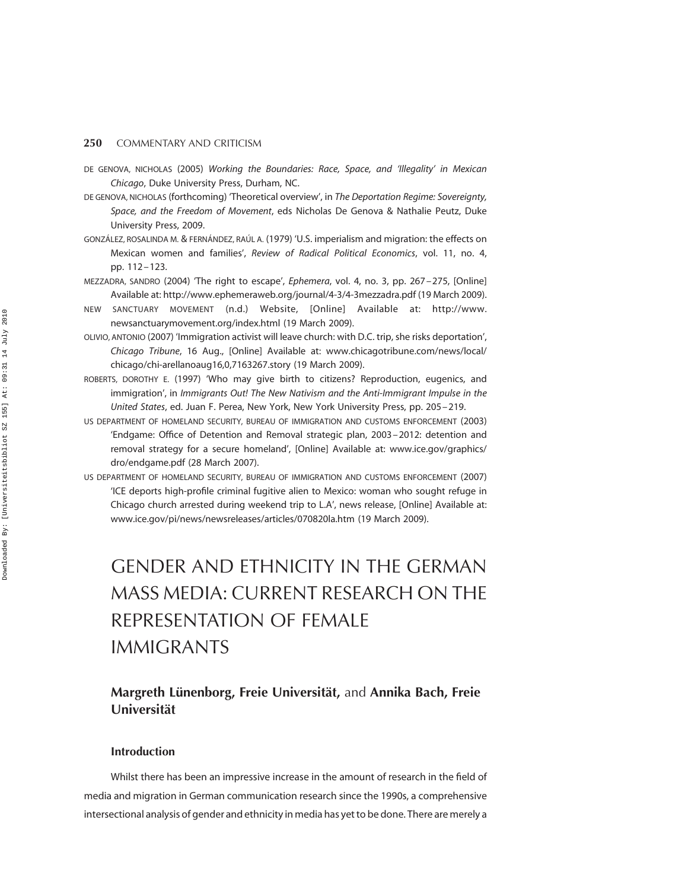DE GENOVA, NICHOLAS (2005) *Working the Boundaries: Race, Space, and 'Illegality' in Mexican Chicago*, Duke University Press, Durham, NC.

DE GENOVA, NICHOLAS (forthcoming) 'Theoretical overview', in *The Deportation Regime: Sovereignty, Space, and the Freedom of Movement*, eds Nicholas De Genova & Nathalie Peutz, Duke University Press, 2009.

GONZÁLEZ, ROSALINDA M. & FERNÁNDEZ, RAÚL A. (1979) 'U.S. imperialism and migration: the effects on Mexican women and families', *Review of Radical Political Economics*, vol. 11, no. 4, pp. 112–123.

MEZZADRA, SANDRO (2004) 'The right to escape', *Ephemera*, vol. 4, no. 3, pp. 267–275, [Online] Available at: http://www.ephemeraweb.org/journal/4-3/4-3mezzadra.pdf (19 March 2009).

NEW SANCTUARY MOVEMENT (n.d.) Website, [Online] Available at: http://www.newsanctuarymovement.org/index.html (19 March 2009).

OLIVIO, ANTONIO (2007) 'Immigration activist will leave church: with D.C. trip, she risks deportation', *Chicago Tribune*, 16 Aug., [Online] Available at: www.chicagotribune.com/news/local/chicago/chi-arellanoaug16,0,7163267.story (19 March 2009).

ROBERTS, DOROTHY E. (1997) 'Who may give birth to citizens? Reproduction, eugenics, and immigration', in *Immigrants Out! The New Nativism and the Anti-Immigrant Impulse in the United States*, ed. Juan F. Perea, New York, New York University Press, pp. 205–219.

US DEPARTMENT OF HOMELAND SECURITY, BUREAU OF IMMIGRATION AND CUSTOMS ENFORCEMENT (2003) 'Endgame: Office of Detention and Removal strategic plan, 2003–2012: detention and removal strategy for a secure homeland', [Online] Available at: www.ice.gov/graphics/dro/endgame.pdf (28 March 2007).

US DEPARTMENT OF HOMELAND SECURITY, BUREAU OF IMMIGRATION AND CUSTOMS ENFORCEMENT (2007) 'ICE deports high-profile criminal fugitive alien to Mexico: woman who sought refuge in Chicago church arrested during weekend trip to L.A', news release, [Online] Available at: www.ice.gov/pi/news/newsreleases/articles/070820la.htm (19 March 2009).

# GENDER AND ETHNICITY IN THE GERMAN MASS MEDIA: CURRENT RESEARCH ON THE REPRESENTATION OF FEMALE IMMIGRANTS

**Margreth Lünenborg, Freie Universität,** and **Annika Bach, Freie Universität**

### Introduction

Whilst there has been an impressive increase in the amount of research in the field of media and migration in German communication research since the 1990s, a comprehensive intersectional analysis of gender and ethnicity in media has yet to be done. There are merely a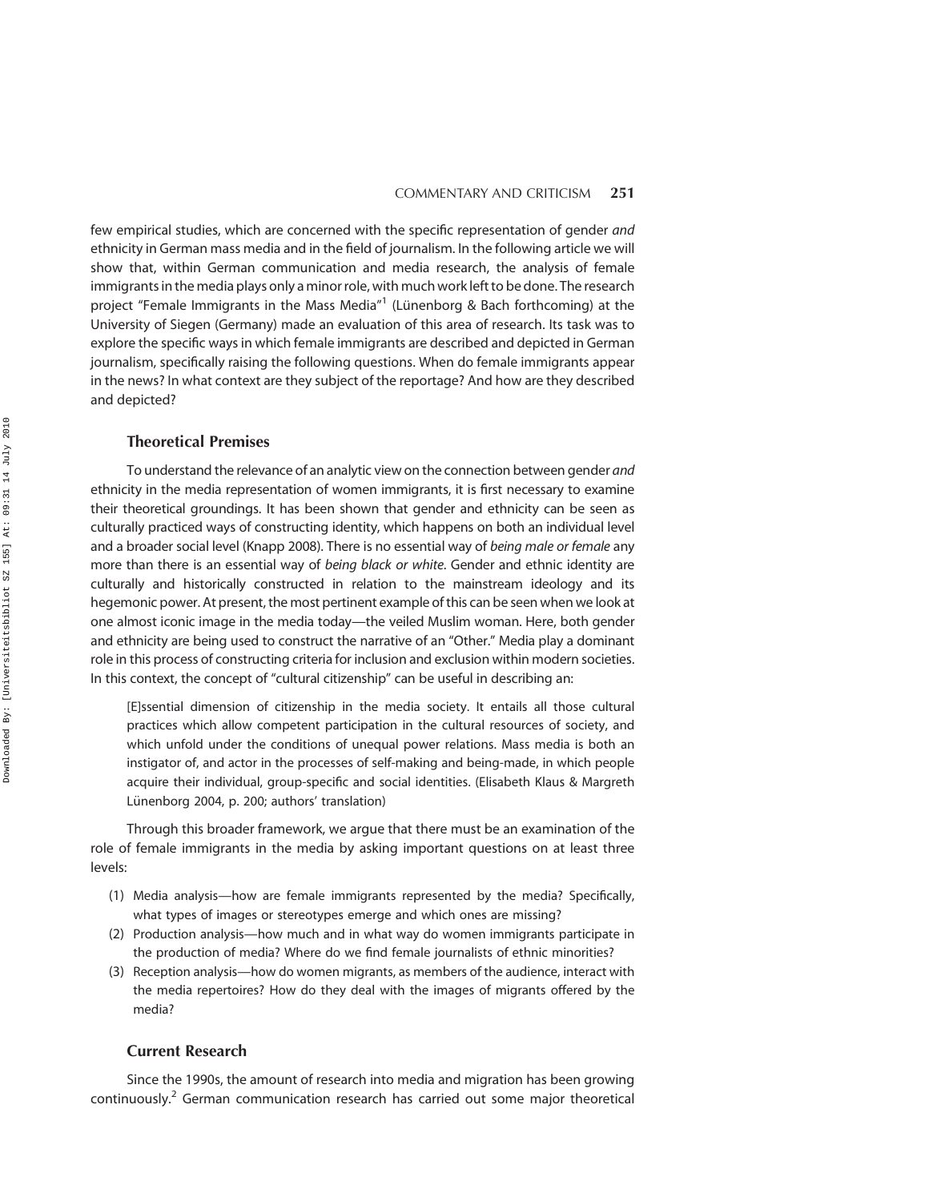few empirical studies, which are concerned with the specific representation of gender *and* ethnicity in German mass media and in the field of journalism. In the following article we will show that, within German communication and media research, the analysis of female immigrants in the media plays only a minor role, with much work left to be done. The research project "Female Immigrants in the Mass Media"[1] (Lünenborg & Bach forthcoming) at the University of Siegen (Germany) made an evaluation of this area of research. Its task was to explore the specific ways in which female immigrants are described and depicted in German journalism, specifically raising the following questions. When do female immigrants appear in the news? In what context are they subject of the reportage? And how are they described and depicted?

### Theoretical Premises

To understand the relevance of an analytic view on the connection between gender *and* ethnicity in the media representation of women immigrants, it is first necessary to examine their theoretical groundings. It has been shown that gender and ethnicity can be seen as culturally practiced ways of constructing identity, which happens on both an individual level and a broader social level (Knapp 2008). There is no essential way of *being male or female* any more than there is an essential way of *being black or white*. Gender and ethnic identity are culturally and historically constructed in relation to the mainstream ideology and its hegemonic power. At present, the most pertinent example of this can be seen when we look at one almost iconic image in the media today—the veiled Muslim woman. Here, both gender and ethnicity are being used to construct the narrative of an "Other." Media play a dominant role in this process of constructing criteria for inclusion and exclusion within modern societies. In this context, the concept of "cultural citizenship" can be useful in describing an:

> [E]ssential dimension of citizenship in the media society. It entails all those cultural practices which allow competent participation in the cultural resources of society, and which unfold under the conditions of unequal power relations. Mass media is both an instigator of, and actor in the processes of self-making and being-made, in which people acquire their individual, group-specific and social identities. (Elisabeth Klaus & Margreth Lünenborg 2004, p. 200; authors' translation)

Through this broader framework, we argue that there must be an examination of the role of female immigrants in the media by asking important questions on at least three levels:

1. Media analysis—how are female immigrants represented by the media? Specifically, what types of images or stereotypes emerge and which ones are missing?
2. Production analysis—how much and in what way do women immigrants participate in the production of media? Where do we find female journalists of ethnic minorities?
3. Reception analysis—how do women migrants, as members of the audience, interact with the media repertoires? How do they deal with the images of migrants offered by the media?

### Current Research

Since the 1990s, the amount of research into media and migration has been growing continuously.[2] German communication research has carried out some major theoretical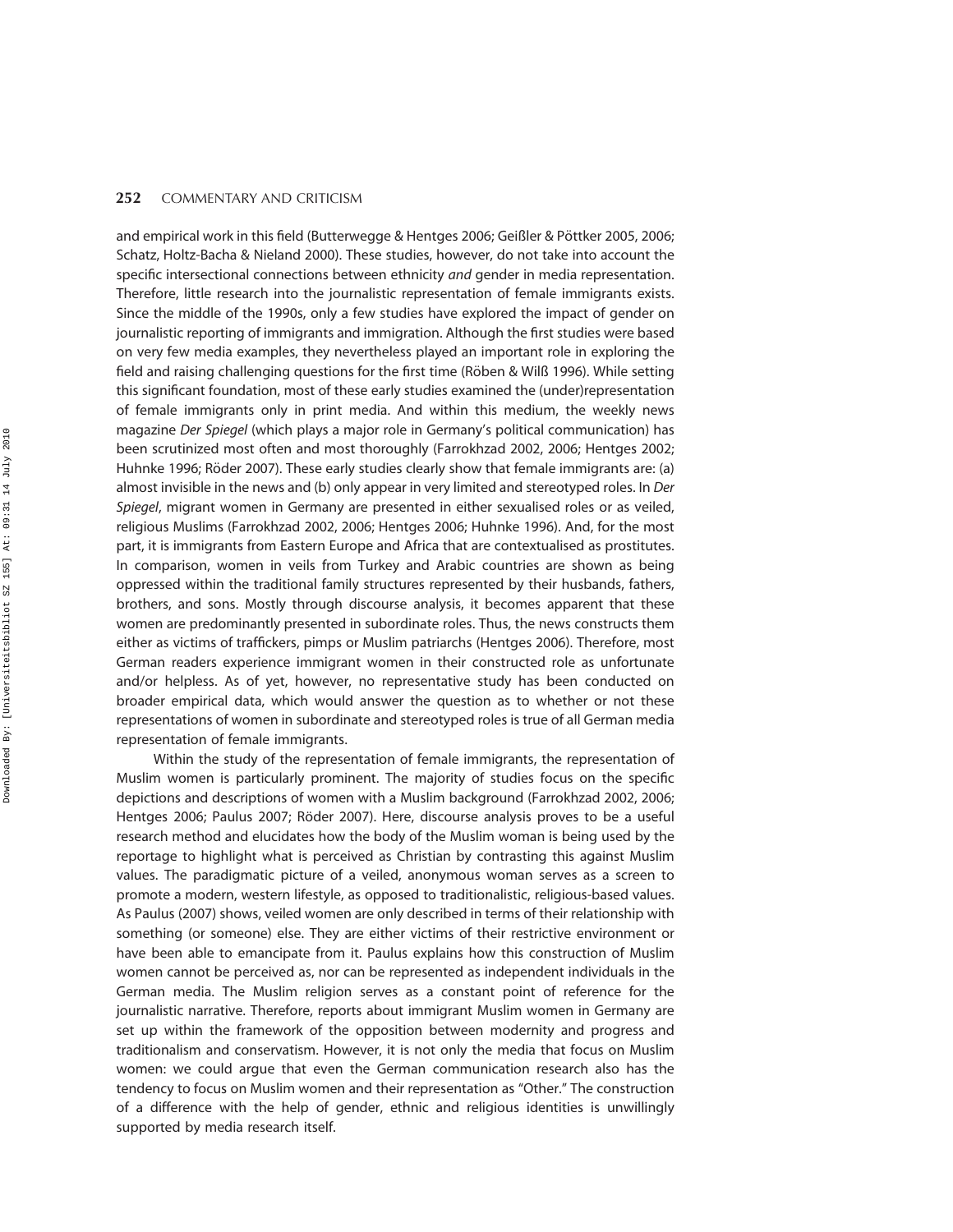and empirical work in this field (Butterwegge & Hentges 2006; Geißler & Pöttker 2005, 2006; Schatz, Holtz-Bacha & Nieland 2000). These studies, however, do not take into account the specific intersectional connections between ethnicity *and* gender in media representation. Therefore, little research into the journalistic representation of female immigrants exists. Since the middle of the 1990s, only a few studies have explored the impact of gender on journalistic reporting of immigrants and immigration. Although the first studies were based on very few media examples, they nevertheless played an important role in exploring the field and raising challenging questions for the first time (Röben & Wilß 1996). While setting this significant foundation, most of these early studies examined the (under)representation of female immigrants only in print media. And within this medium, the weekly news magazine *Der Spiegel* (which plays a major role in Germany's political communication) has been scrutinized most often and most thoroughly (Farrokhzad 2002, 2006; Hentges 2002; Huhnke 1996; Röder 2007). These early studies clearly show that female immigrants are: (a) almost invisible in the news and (b) only appear in very limited and stereotyped roles. In *Der Spiegel*, migrant women in Germany are presented in either sexualised roles or as veiled, religious Muslims (Farrokhzad 2002, 2006; Hentges 2006; Huhnke 1996). And, for the most part, it is immigrants from Eastern Europe and Africa that are contextualised as prostitutes. In comparison, women in veils from Turkey and Arabic countries are shown as being oppressed within the traditional family structures represented by their husbands, fathers, brothers, and sons. Mostly through discourse analysis, it becomes apparent that these women are predominantly presented in subordinate roles. Thus, the news constructs them either as victims of traffickers, pimps or Muslim patriarchs (Hentges 2006). Therefore, most German readers experience immigrant women in their constructed role as unfortunate and/or helpless. As of yet, however, no representative study has been conducted on broader empirical data, which would answer the question as to whether or not these representations of women in subordinate and stereotyped roles is true of all German media representation of female immigrants.

Within the study of the representation of female immigrants, the representation of Muslim women is particularly prominent. The majority of studies focus on the specific depictions and descriptions of women with a Muslim background (Farrokhzad 2002, 2006; Hentges 2006; Paulus 2007; Röder 2007). Here, discourse analysis proves to be a useful research method and elucidates how the body of the Muslim woman is being used by the reportage to highlight what is perceived as Christian by contrasting this against Muslim values. The paradigmatic picture of a veiled, anonymous woman serves as a screen to promote a modern, western lifestyle, as opposed to traditionalistic, religious-based values. As Paulus (2007) shows, veiled women are only described in terms of their relationship with something (or someone) else. They are either victims of their restrictive environment or have been able to emancipate from it. Paulus explains how this construction of Muslim women cannot be perceived as, nor can be represented as independent individuals in the German media. The Muslim religion serves as a constant point of reference for the journalistic narrative. Therefore, reports about immigrant Muslim women in Germany are set up within the framework of the opposition between modernity and progress and traditionalism and conservatism. However, it is not only the media that focus on Muslim women: we could argue that even the German communication research also has the tendency to focus on Muslim women and their representation as "Other." The construction of a difference with the help of gender, ethnic and religious identities is unwillingly supported by media research itself.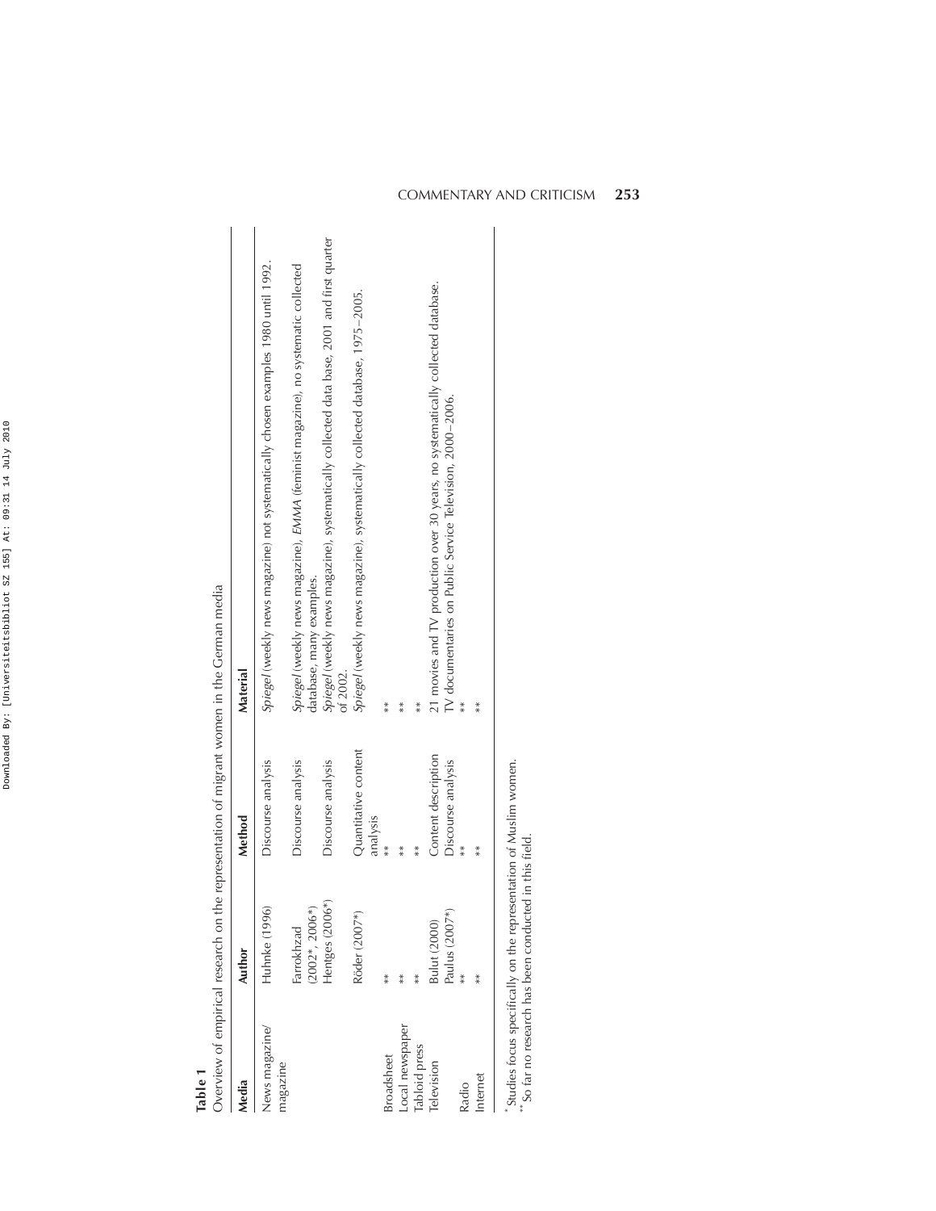**Table 1**

Overview of empirical research on the representation of migrant women in the German media

| Media | Author | Method | Material |
|---|---|---|---|
| News magazine/ magazine | Huhnke (1996) | Discourse analysis | *Spiegel* (weekly news magazine) not systematically chosen examples 1980 until 1992. |
| | Farrokhzad (2002*, 2006*) | Discourse analysis | *Spiegel* (weekly news magazine), *EMMA* (feminist magazine), no systematic collected database, many examples. |
| | Hentges (2006*) | Discourse analysis | *Spiegel* (weekly news magazine), systematically collected data base, 2001 and first quarter of 2002. |
| | Röder (2007*) | Quantitative content analysis | *Spiegel* (weekly news magazine), systematically collected database, 1975–2005. |
| Broadsheet | ** | ** | ** |
| Local newspaper | ** | ** | ** |
| Tabloid press | ** | ** | ** |
| Television | Bulut (2000) | Content description | 21 movies and TV production over 30 years, no systematically collected database. |
| | Paulus (2007*) | Discourse analysis | TV documentaries on Public Service Television, 2000–2006. |
| Radio | ** | ** | ** |
| Internet | ** | ** | ** |

*Studies focus specifically on the representation of Muslim women.
** So far no research has been conducted in this field.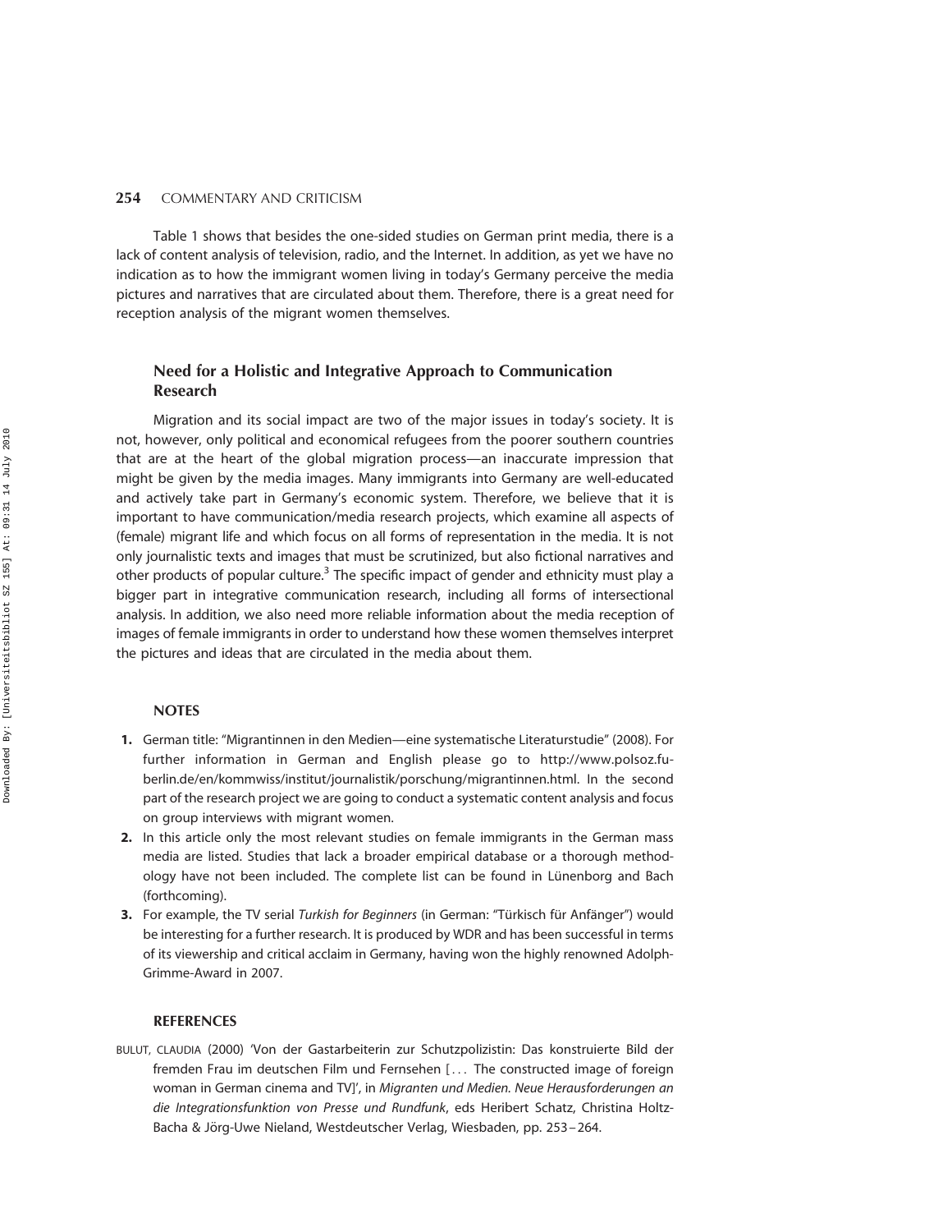Table 1 shows that besides the one-sided studies on German print media, there is a lack of content analysis of television, radio, and the Internet. In addition, as yet we have no indication as to how the immigrant women living in today's Germany perceive the media pictures and narratives that are circulated about them. Therefore, there is a great need for reception analysis of the migrant women themselves.

## Need for a Holistic and Integrative Approach to Communication Research

Migration and its social impact are two of the major issues in today's society. It is not, however, only political and economical refugees from the poorer southern countries that are at the heart of the global migration process—an inaccurate impression that might be given by the media images. Many immigrants into Germany are well-educated and actively take part in Germany's economic system. Therefore, we believe that it is important to have communication/media research projects, which examine all aspects of (female) migrant life and which focus on all forms of representation in the media. It is not only journalistic texts and images that must be scrutinized, but also fictional narratives and other products of popular culture.[3] The specific impact of gender and ethnicity must play a bigger part in integrative communication research, including all forms of intersectional analysis. In addition, we also need more reliable information about the media reception of images of female immigrants in order to understand how these women themselves interpret the pictures and ideas that are circulated in the media about them.

### NOTES

1. German title: "Migrantinnen in den Medien—eine systematische Literaturstudie" (2008). For further information in German and English please go to http://www.polsoz.fu-berlin.de/en/kommwiss/institut/journalistik/porschung/migrantinnen.html. In the second part of the research project we are going to conduct a systematic content analysis and focus on group interviews with migrant women.
2. In this article only the most relevant studies on female immigrants in the German mass media are listed. Studies that lack a broader empirical database or a thorough methodology have not been included. The complete list can be found in Lünenborg and Bach (forthcoming).
3. For example, the TV serial *Turkish for Beginners* (in German: "Türkisch für Anfänger") would be interesting for a further research. It is produced by WDR and has been successful in terms of its viewership and critical acclaim in Germany, having won the highly renowned Adolph-Grimme-Award in 2007.

### REFERENCES

BULUT, CLAUDIA (2000) 'Von der Gastarbeiterin zur Schutzpolizistin: Das konstruierte Bild der fremden Frau im deutschen Film und Fernsehen [... The constructed image of foreign woman in German cinema and TV]', in *Migranten und Medien. Neue Herausforderungen an die Integrationsfunktion von Presse und Rundfunk*, eds Heribert Schatz, Christina Holtz-Bacha & Jörg-Uwe Nieland, Westdeutscher Verlag, Wiesbaden, pp. 253–264.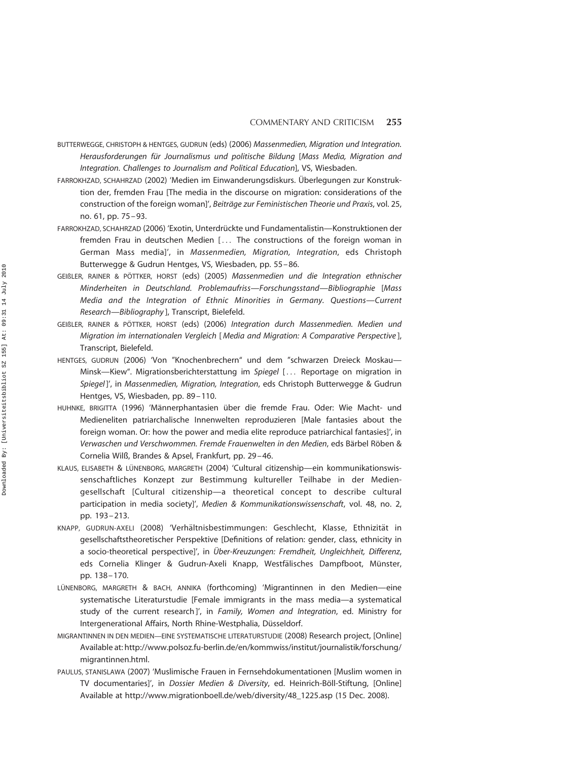BUTTERWEGGE, CHRISTOPH & HENTGES, GUDRUN (eds) (2006) *Massenmedien, Migration und Integration. Herausforderungen für Journalismus und politische Bildung* [*Mass Media, Migration and Integration. Challenges to Journalism and Political Education*], VS, Wiesbaden.

FARROKHZAD, SCHAHRZAD (2002) 'Medien im Einwanderungsdiskurs. Überlegungen zur Konstruktion der, fremden Frau [The media in the discourse on migration: considerations of the construction of the foreign woman]', *Beiträge zur Feministischen Theorie und Praxis*, vol. 25, no. 61, pp. 75–93.

FARROKHZAD, SCHAHRZAD (2006) 'Exotin, Unterdrückte und Fundamentalistin—Konstruktionen der fremden Frau in deutschen Medien [... The constructions of the foreign woman in German Mass media]', in *Massenmedien, Migration, Integration*, eds Christoph Butterwegge & Gudrun Hentges, VS, Wiesbaden, pp. 55–86.

GEIßLER, RAINER & PÖTTKER, HORST (eds) (2005) *Massenmedien und die Integration ethnischer Minderheiten in Deutschland. Problemaufriss—Forschungsstand—Bibliographie* [*Mass Media and the Integration of Ethnic Minorities in Germany. Questions—Current Research—Bibliography*], Transcript, Bielefeld.

GEIßLER, RAINER & PÖTTKER, HORST (eds) (2006) *Integration durch Massenmedien. Medien und Migration im internationalen Vergleich* [*Media and Migration: A Comparative Perspective*], Transcript, Bielefeld.

HENTGES, GUDRUN (2006) 'Von "Knochenbrechern" und dem "schwarzen Dreieck Moskau—Minsk—Kiew". Migrationsberichterstattung im *Spiegel* [... Reportage on migration in *Spiegel*]', in *Massenmedien, Migration, Integration*, eds Christoph Butterwegge & Gudrun Hentges, VS, Wiesbaden, pp. 89–110.

HUHNKE, BRIGITTA (1996) 'Männerphantasien über die fremde Frau. Oder: Wie Macht- und Medieneliten patriarchalische Innenwelten reproduzieren [Male fantasies about the foreign woman. Or: how the power and media elite reproduce patriarchical fantasies]', in *Verwaschen und Verschwommen. Fremde Frauenwelten in den Medien*, eds Bärbel Röben & Cornelia Wilß, Brandes & Apsel, Frankfurt, pp. 29–46.

KLAUS, ELISABETH & LÜNENBORG, MARGRETH (2004) 'Cultural citizenship—ein kommunikationswissenschaftliches Konzept zur Bestimmung kultureller Teilhabe in der Mediengesellschaft [Cultural citizenship—a theoretical concept to describe cultural participation in media society]', *Medien & Kommunikationswissenschaft*, vol. 48, no. 2, pp. 193–213.

KNAPP, GUDRUN-AXELI (2008) 'Verhältnisbestimmungen: Geschlecht, Klasse, Ethnizität in gesellschaftstheoretischer Perspektive [Definitions of relation: gender, class, ethnicity in a socio-theoretical perspective]', in *Über-Kreuzungen: Fremdheit, Ungleichheit, Differenz*, eds Cornelia Klinger & Gudrun-Axeli Knapp, Westfälisches Dampfboot, Münster, pp. 138–170.

LÜNENBORG, MARGRETH & BACH, ANNIKA (forthcoming) 'Migrantinnen in den Medien—eine systematische Literaturstudie [Female immigrants in the mass media—a systematical study of the current research]', in *Family, Women and Integration*, ed. Ministry for Intergenerational Affairs, North Rhine-Westphalia, Düsseldorf.

MIGRANTINNEN IN DEN MEDIEN—EINE SYSTEMATISCHE LITERATURSTUDIE (2008) Research project, [Online] Available at: http://www.polsoz.fu-berlin.de/en/kommwiss/institut/journalistik/forschung/migrantinnen.html.

PAULUS, STANISLAWA (2007) 'Muslimische Frauen in Fernsehdokumentationen [Muslim women in TV documentaries]', in *Dossier Medien & Diversity*, ed. Heinrich-Böll-Stiftung, [Online] Available at http://www.migrationboell.de/web/diversity/48_1225.asp (15 Dec. 2008).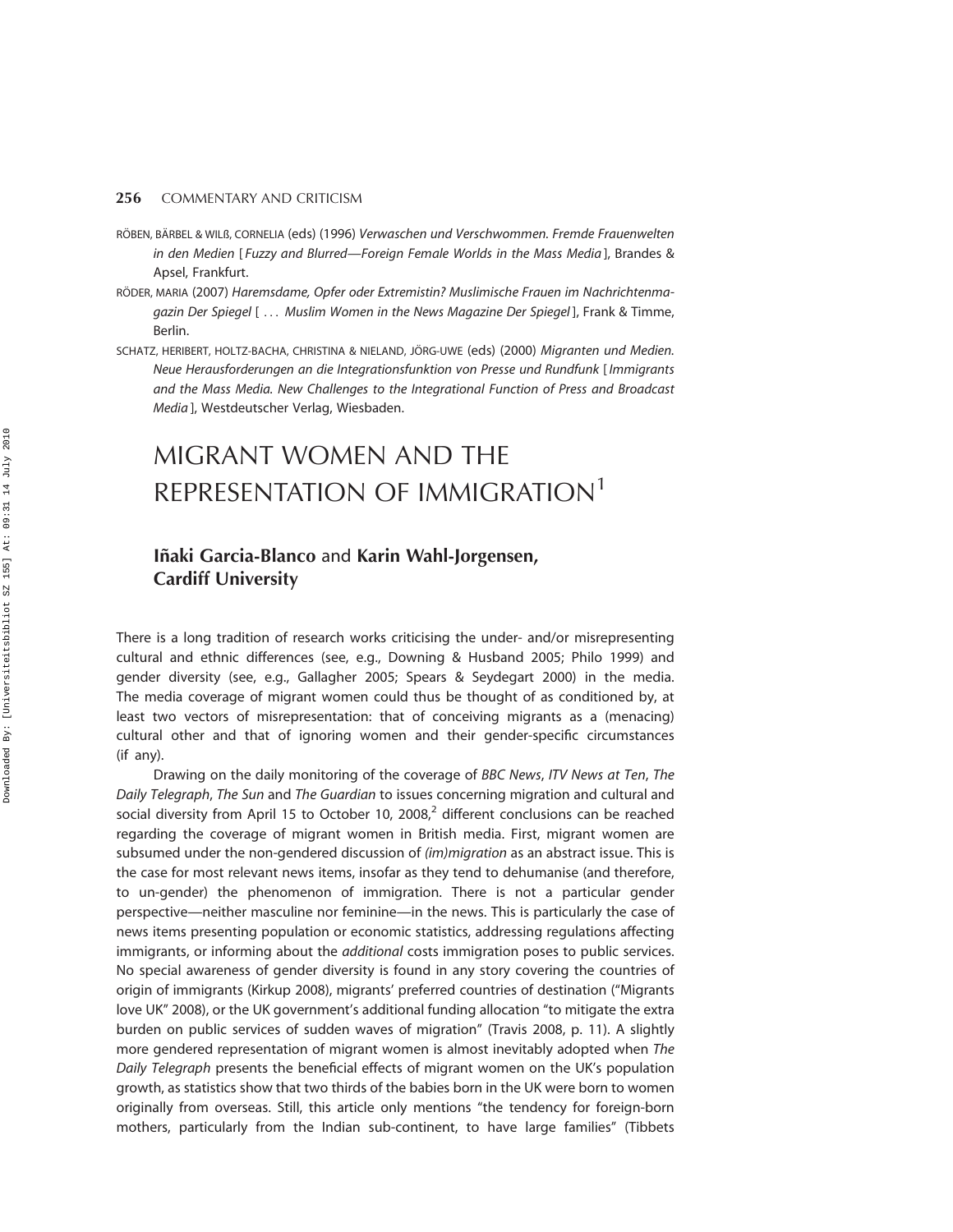RÖBEN, BÄRBEL & WILß, CORNELIA (eds) (1996) *Verwaschen und Verschwommen. Fremde Frauenwelten in den Medien* [*Fuzzy and Blurred—Foreign Female Worlds in the Mass Media*], Brandes & Apsel, Frankfurt.

RÖDER, MARIA (2007) *Haremsdame, Opfer oder Extremistin? Muslimische Frauen im Nachrichtenmagazin Der Spiegel* [*... Muslim Women in the News Magazine Der Spiegel*], Frank & Timme, Berlin.

SCHATZ, HERIBERT, HOLTZ-BACHA, CHRISTINA & NIELAND, JÖRG-UWE (eds) (2000) *Migranten und Medien. Neue Herausforderungen an die Integrationsfunktion von Presse und Rundfunk* [*Immigrants and the Mass Media. New Challenges to the Integrational Function of Press and Broadcast Media*], Westdeutscher Verlag, Wiesbaden.

# MIGRANT WOMEN AND THE REPRESENTATION OF IMMIGRATION[1]

**Iñaki Garcia-Blanco** and **Karin Wahl-Jorgensen, Cardiff University**

There is a long tradition of research works criticising the under- and/or misrepresenting cultural and ethnic differences (see, e.g., Downing & Husband 2005; Philo 1999) and gender diversity (see, e.g., Gallagher 2005; Spears & Seydegart 2000) in the media. The media coverage of migrant women could thus be thought of as conditioned by, at least two vectors of misrepresentation: that of conceiving migrants as a (menacing) cultural other and that of ignoring women and their gender-specific circumstances (if any).

Drawing on the daily monitoring of the coverage of *BBC News*, *ITV News at Ten*, *The Daily Telegraph*, *The Sun* and *The Guardian* to issues concerning migration and cultural and social diversity from April 15 to October 10, 2008,[2] different conclusions can be reached regarding the coverage of migrant women in British media. First, migrant women are subsumed under the non-gendered discussion of *(im)migration* as an abstract issue. This is the case for most relevant news items, insofar as they tend to dehumanise (and therefore, to un-gender) the phenomenon of immigration. There is not a particular gender perspective—neither masculine nor feminine—in the news. This is particularly the case of news items presenting population or economic statistics, addressing regulations affecting immigrants, or informing about the *additional* costs immigration poses to public services. No special awareness of gender diversity is found in any story covering the countries of origin of immigrants (Kirkup 2008), migrants' preferred countries of destination ("Migrants love UK" 2008), or the UK government's additional funding allocation "to mitigate the extra burden on public services of sudden waves of migration" (Travis 2008, p. 11). A slightly more gendered representation of migrant women is almost inevitably adopted when *The Daily Telegraph* presents the beneficial effects of migrant women on the UK's population growth, as statistics show that two thirds of the babies born in the UK were born to women originally from overseas. Still, this article only mentions "the tendency for foreign-born mothers, particularly from the Indian sub-continent, to have large families" (Tibbets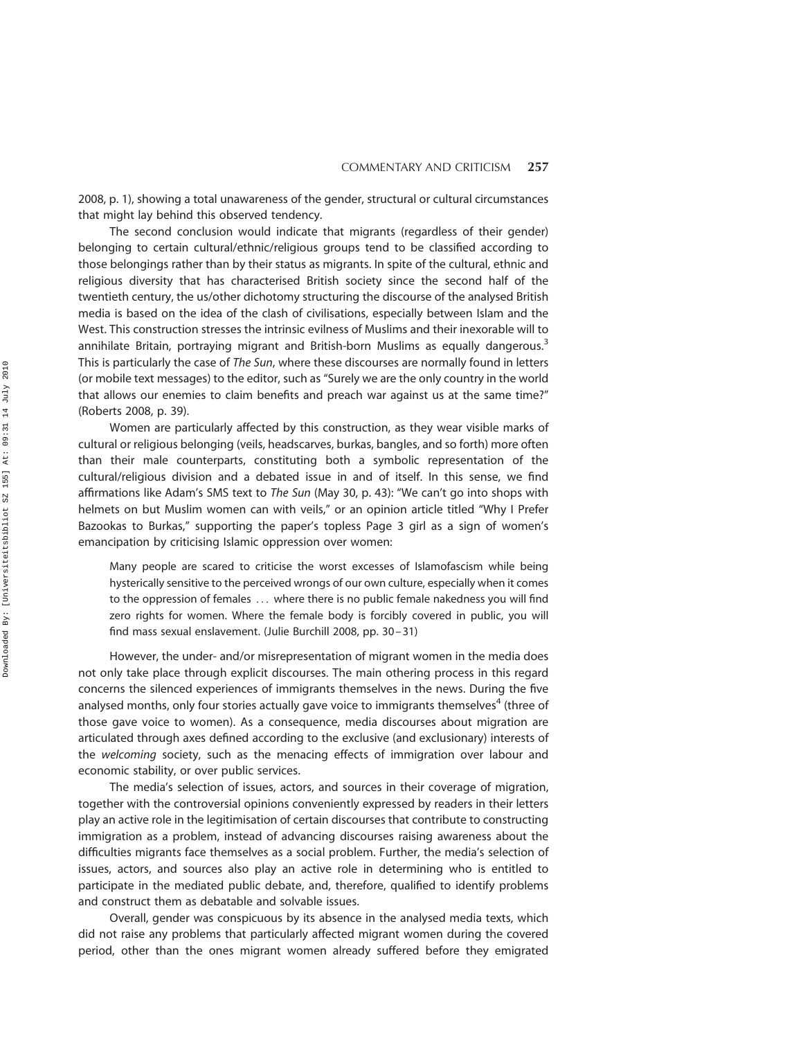2008, p. 1), showing a total unawareness of the gender, structural or cultural circumstances that might lay behind this observed tendency.

The second conclusion would indicate that migrants (regardless of their gender) belonging to certain cultural/ethnic/religious groups tend to be classified according to those belongings rather than by their status as migrants. In spite of the cultural, ethnic and religious diversity that has characterised British society since the second half of the twentieth century, the us/other dichotomy structuring the discourse of the analysed British media is based on the idea of the clash of civilisations, especially between Islam and the West. This construction stresses the intrinsic evilness of Muslims and their inexorable will to annihilate Britain, portraying migrant and British-born Muslims as equally dangerous.[3] This is particularly the case of *The Sun*, where these discourses are normally found in letters (or mobile text messages) to the editor, such as "Surely we are the only country in the world that allows our enemies to claim benefits and preach war against us at the same time?" (Roberts 2008, p. 39).

Women are particularly affected by this construction, as they wear visible marks of cultural or religious belonging (veils, headscarves, burkas, bangles, and so forth) more often than their male counterparts, constituting both a symbolic representation of the cultural/religious division and a debated issue in and of itself. In this sense, we find affirmations like Adam's SMS text to *The Sun* (May 30, p. 43): "We can't go into shops with helmets on but Muslim women can with veils," or an opinion article titled "Why I Prefer Bazookas to Burkas," supporting the paper's topless Page 3 girl as a sign of women's emancipation by criticising Islamic oppression over women:

> Many people are scared to criticise the worst excesses of Islamofascism while being hysterically sensitive to the perceived wrongs of our own culture, especially when it comes to the oppression of females ... where there is no public female nakedness you will find zero rights for women. Where the female body is forcibly covered in public, you will find mass sexual enslavement. (Julie Burchill 2008, pp. 30–31)

However, the under- and/or misrepresentation of migrant women in the media does not only take place through explicit discourses. The main othering process in this regard concerns the silenced experiences of immigrants themselves in the news. During the five analysed months, only four stories actually gave voice to immigrants themselves[4] (three of those gave voice to women). As a consequence, media discourses about migration are articulated through axes defined according to the exclusive (and exclusionary) interests of the *welcoming* society, such as the menacing effects of immigration over labour and economic stability, or over public services.

The media's selection of issues, actors, and sources in their coverage of migration, together with the controversial opinions conveniently expressed by readers in their letters play an active role in the legitimisation of certain discourses that contribute to constructing immigration as a problem, instead of advancing discourses raising awareness about the difficulties migrants face themselves as a social problem. Further, the media's selection of issues, actors, and sources also play an active role in determining who is entitled to participate in the mediated public debate, and, therefore, qualified to identify problems and construct them as debatable and solvable issues.

Overall, gender was conspicuous by its absence in the analysed media texts, which did not raise any problems that particularly affected migrant women during the covered period, other than the ones migrant women already suffered before they emigrated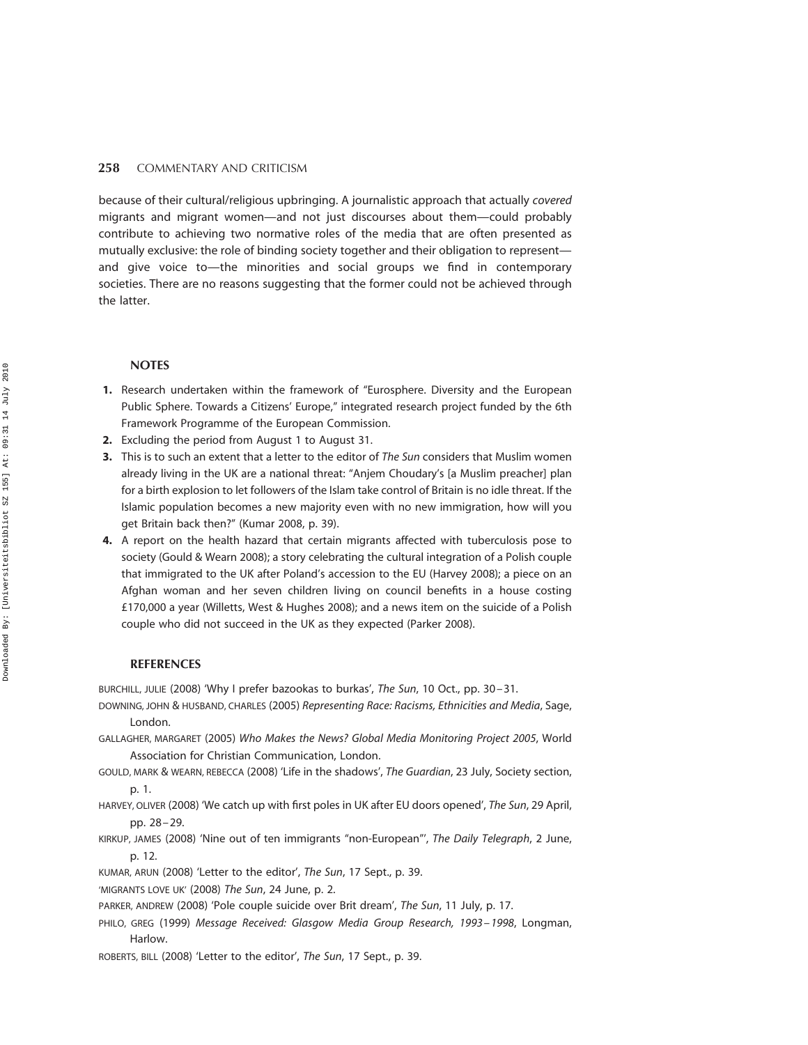because of their cultural/religious upbringing. A journalistic approach that actually *covered* migrants and migrant women—and not just discourses about them—could probably contribute to achieving two normative roles of the media that are often presented as mutually exclusive: the role of binding society together and their obligation to represent—and give voice to—the minorities and social groups we find in contemporary societies. There are no reasons suggesting that the former could not be achieved through the latter.

## NOTES

1. Research undertaken within the framework of "Eurosphere. Diversity and the European Public Sphere. Towards a Citizens' Europe," integrated research project funded by the 6th Framework Programme of the European Commission.
2. Excluding the period from August 1 to August 31.
3. This is to such an extent that a letter to the editor of *The Sun* considers that Muslim women already living in the UK are a national threat: "Anjem Choudary's [a Muslim preacher] plan for a birth explosion to let followers of the Islam take control of Britain is no idle threat. If the Islamic population becomes a new majority even with no new immigration, how will you get Britain back then?" (Kumar 2008, p. 39).
4. A report on the health hazard that certain migrants affected with tuberculosis pose to society (Gould & Wearn 2008); a story celebrating the cultural integration of a Polish couple that immigrated to the UK after Poland's accession to the EU (Harvey 2008); a piece on an Afghan woman and her seven children living on council benefits in a house costing £170,000 a year (Willetts, West & Hughes 2008); and a news item on the suicide of a Polish couple who did not succeed in the UK as they expected (Parker 2008).

## REFERENCES

BURCHILL, JULIE (2008) 'Why I prefer bazookas to burkas', *The Sun*, 10 Oct., pp. 30–31.

DOWNING, JOHN & HUSBAND, CHARLES (2005) *Representing Race: Racisms, Ethnicities and Media*, Sage, London.

GALLAGHER, MARGARET (2005) *Who Makes the News? Global Media Monitoring Project 2005*, World Association for Christian Communication, London.

GOULD, MARK & WEARN, REBECCA (2008) 'Life in the shadows', *The Guardian*, 23 July, Society section, p. 1.

HARVEY, OLIVER (2008) 'We catch up with first poles in UK after EU doors opened', *The Sun*, 29 April, pp. 28–29.

KIRKUP, JAMES (2008) 'Nine out of ten immigrants "non-European"', *The Daily Telegraph*, 2 June, p. 12.

KUMAR, ARUN (2008) 'Letter to the editor', *The Sun*, 17 Sept., p. 39.

'MIGRANTS LOVE UK' (2008) *The Sun*, 24 June, p. 2.

PARKER, ANDREW (2008) 'Pole couple suicide over Brit dream', *The Sun*, 11 July, p. 17.

PHILO, GREG (1999) *Message Received: Glasgow Media Group Research, 1993–1998*, Longman, Harlow.

ROBERTS, BILL (2008) 'Letter to the editor', *The Sun*, 17 Sept., p. 39.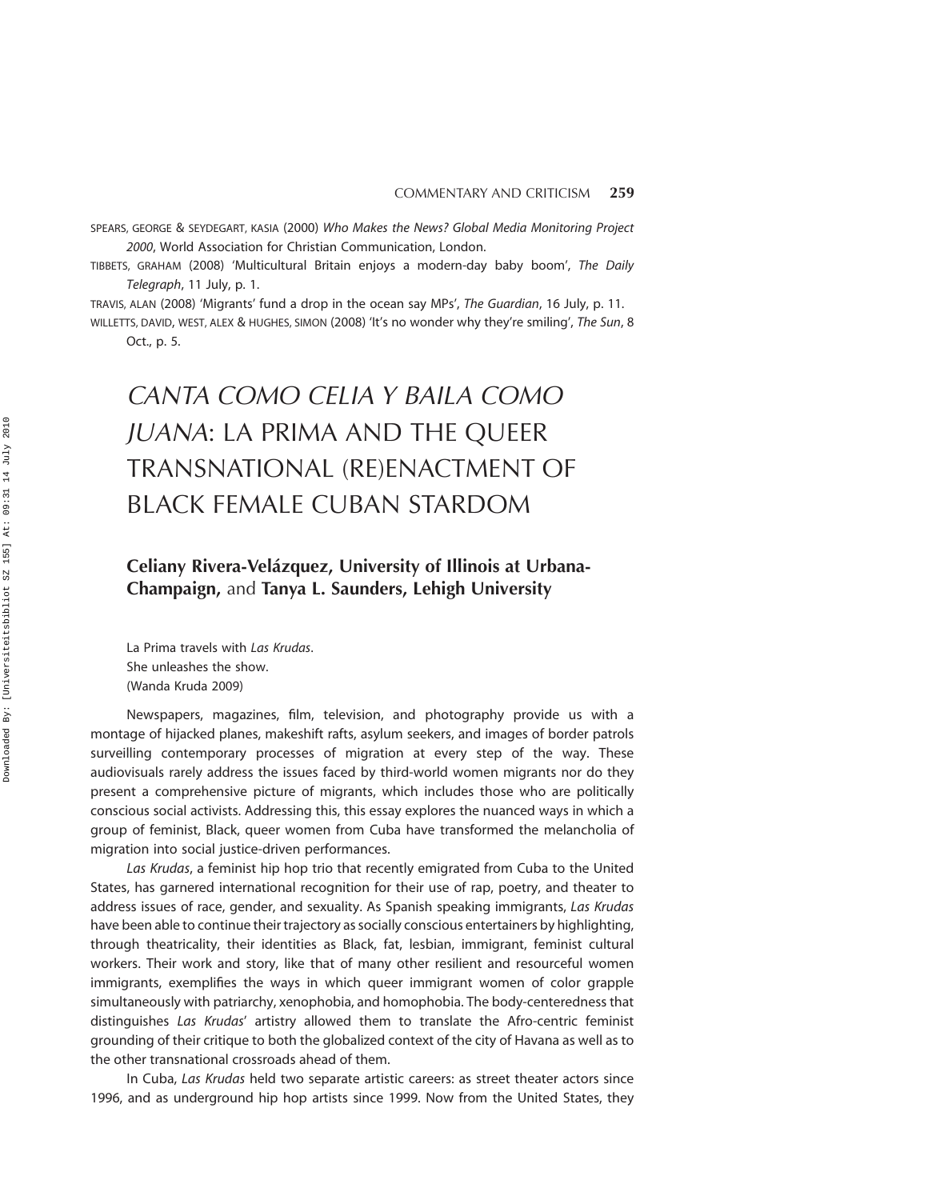SPEARS, GEORGE & SEYDEGART, KASIA (2000) *Who Makes the News? Global Media Monitoring Project 2000*, World Association for Christian Communication, London.

TIBBETS, GRAHAM (2008) 'Multicultural Britain enjoys a modern-day baby boom', *The Daily Telegraph*, 11 July, p. 1.

TRAVIS, ALAN (2008) 'Migrants' fund a drop in the ocean say MPs', *The Guardian*, 16 July, p. 11.

WILLETTS, DAVID, WEST, ALEX & HUGHES, SIMON (2008) 'It's no wonder why they're smiling', *The Sun*, 8 Oct., p. 5.

# *CANTA COMO CELIA Y BAILA COMO JUANA*: LA PRIMA AND THE QUEER TRANSNATIONAL (RE)ENACTMENT OF BLACK FEMALE CUBAN STARDOM

**Celiany Rivera-Velázquez, University of Illinois at Urbana-Champaign,** and **Tanya L. Saunders, Lehigh University**

La Prima travels with *Las Krudas*.
She unleashes the show.
(Wanda Kruda 2009)

Newspapers, magazines, film, television, and photography provide us with a montage of hijacked planes, makeshift rafts, asylum seekers, and images of border patrols surveilling contemporary processes of migration at every step of the way. These audiovisuals rarely address the issues faced by third-world women migrants nor do they present a comprehensive picture of migrants, which includes those who are politically conscious social activists. Addressing this, this essay explores the nuanced ways in which a group of feminist, Black, queer women from Cuba have transformed the melancholia of migration into social justice-driven performances.

*Las Krudas*, a feminist hip hop trio that recently emigrated from Cuba to the United States, has garnered international recognition for their use of rap, poetry, and theater to address issues of race, gender, and sexuality. As Spanish speaking immigrants, *Las Krudas* have been able to continue their trajectory as socially conscious entertainers by highlighting, through theatricality, their identities as Black, fat, lesbian, immigrant, feminist cultural workers. Their work and story, like that of many other resilient and resourceful women immigrants, exemplifies the ways in which queer immigrant women of color grapple simultaneously with patriarchy, xenophobia, and homophobia. The body-centeredness that distinguishes *Las Krudas*' artistry allowed them to translate the Afro-centric feminist grounding of their critique to both the globalized context of the city of Havana as well as to the other transnational crossroads ahead of them.

In Cuba, *Las Krudas* held two separate artistic careers: as street theater actors since 1996, and as underground hip hop artists since 1999. Now from the United States, they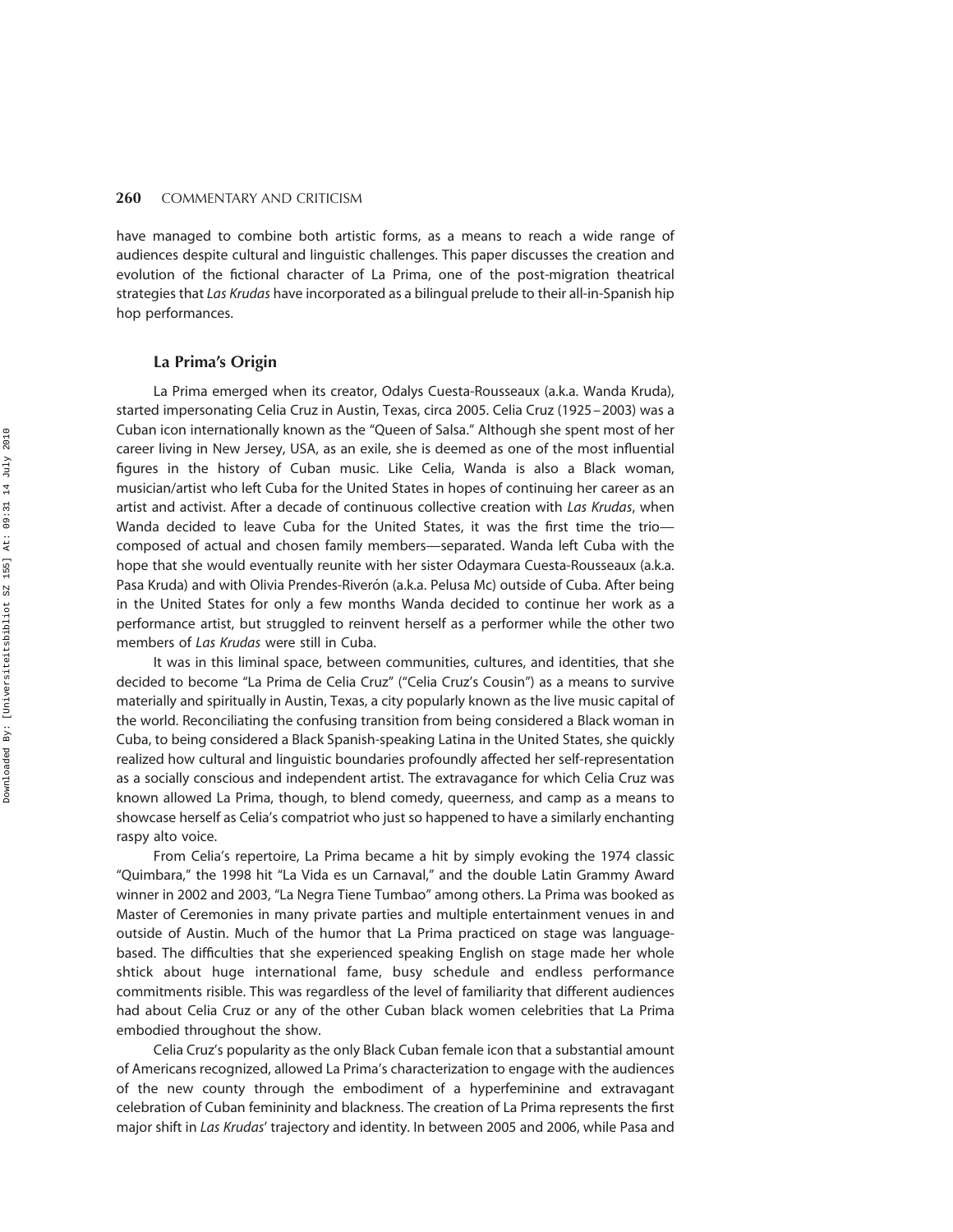have managed to combine both artistic forms, as a means to reach a wide range of audiences despite cultural and linguistic challenges. This paper discusses the creation and evolution of the fictional character of La Prima, one of the post-migration theatrical strategies that *Las Krudas* have incorporated as a bilingual prelude to their all-in-Spanish hip hop performances.

### La Prima's Origin

La Prima emerged when its creator, Odalys Cuesta-Rousseaux (a.k.a. Wanda Kruda), started impersonating Celia Cruz in Austin, Texas, circa 2005. Celia Cruz (1925–2003) was a Cuban icon internationally known as the "Queen of Salsa." Although she spent most of her career living in New Jersey, USA, as an exile, she is deemed as one of the most influential figures in the history of Cuban music. Like Celia, Wanda is also a Black woman, musician/artist who left Cuba for the United States in hopes of continuing her career as an artist and activist. After a decade of continuous collective creation with *Las Krudas*, when Wanda decided to leave Cuba for the United States, it was the first time the trio—composed of actual and chosen family members—separated. Wanda left Cuba with the hope that she would eventually reunite with her sister Odaymara Cuesta-Rousseaux (a.k.a. Pasa Kruda) and with Olivia Prendes-Riverón (a.k.a. Pelusa Mc) outside of Cuba. After being in the United States for only a few months Wanda decided to continue her work as a performance artist, but struggled to reinvent herself as a performer while the other two members of *Las Krudas* were still in Cuba.

It was in this liminal space, between communities, cultures, and identities, that she decided to become "La Prima de Celia Cruz" ("Celia Cruz's Cousin") as a means to survive materially and spiritually in Austin, Texas, a city popularly known as the live music capital of the world. Reconciliating the confusing transition from being considered a Black woman in Cuba, to being considered a Black Spanish-speaking Latina in the United States, she quickly realized how cultural and linguistic boundaries profoundly affected her self-representation as a socially conscious and independent artist. The extravagance for which Celia Cruz was known allowed La Prima, though, to blend comedy, queerness, and camp as a means to showcase herself as Celia's compatriot who just so happened to have a similarly enchanting raspy alto voice.

From Celia's repertoire, La Prima became a hit by simply evoking the 1974 classic "Quimbara," the 1998 hit "La Vida es un Carnaval," and the double Latin Grammy Award winner in 2002 and 2003, "La Negra Tiene Tumbao" among others. La Prima was booked as Master of Ceremonies in many private parties and multiple entertainment venues in and outside of Austin. Much of the humor that La Prima practiced on stage was language-based. The difficulties that she experienced speaking English on stage made her whole shtick about huge international fame, busy schedule and endless performance commitments risible. This was regardless of the level of familiarity that different audiences had about Celia Cruz or any of the other Cuban black women celebrities that La Prima embodied throughout the show.

Celia Cruz's popularity as the only Black Cuban female icon that a substantial amount of Americans recognized, allowed La Prima's characterization to engage with the audiences of the new county through the embodiment of a hyperfeminine and extravagant celebration of Cuban femininity and blackness. The creation of La Prima represents the first major shift in *Las Krudas*' trajectory and identity. In between 2005 and 2006, while Pasa and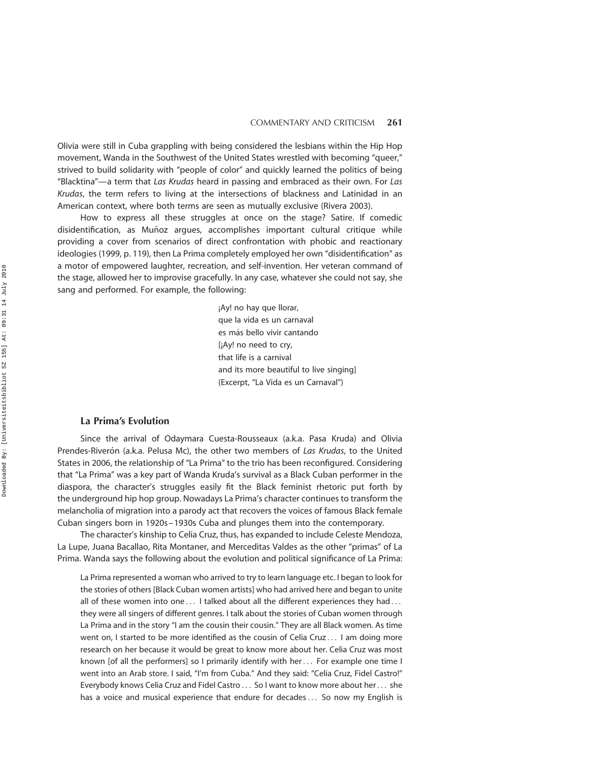Olivia were still in Cuba grappling with being considered the lesbians within the Hip Hop movement, Wanda in the Southwest of the United States wrestled with becoming "queer," strived to build solidarity with "people of color" and quickly learned the politics of being "Blacktina"—a term that *Las Krudas* heard in passing and embraced as their own. For *Las Krudas*, the term refers to living at the intersections of blackness and Latinidad in an American context, where both terms are seen as mutually exclusive (Rivera 2003).

How to express all these struggles at once on the stage? Satire. If comedic disidentification, as Muñoz argues, accomplishes important cultural critique while providing a cover from scenarios of direct confrontation with phobic and reactionary ideologies (1999, p. 119), then La Prima completely employed her own "disidentification" as a motor of empowered laughter, recreation, and self-invention. Her veteran command of the stage, allowed her to improvise gracefully. In any case, whatever she could not say, she sang and performed. For example, the following:

> ¡Ay! no hay que llorar,
> que la vida es un carnaval
> es más bello vivir cantando
> [¡Ay! no need to cry,
> that life is a carnival
> and its more beautiful to live singing]
> (Excerpt, "La Vida es un Carnaval")

### La Prima's Evolution

Since the arrival of Odaymara Cuesta-Rousseaux (a.k.a. Pasa Kruda) and Olivia Prendes-Riverón (a.k.a. Pelusa Mc), the other two members of *Las Krudas*, to the United States in 2006, the relationship of "La Prima" to the trio has been reconfigured. Considering that "La Prima" was a key part of Wanda Kruda's survival as a Black Cuban performer in the diaspora, the character's struggles easily fit the Black feminist rhetoric put forth by the underground hip hop group. Nowadays La Prima's character continues to transform the melancholia of migration into a parody act that recovers the voices of famous Black female Cuban singers born in 1920s–1930s Cuba and plunges them into the contemporary.

The character's kinship to Celia Cruz, thus, has expanded to include Celeste Mendoza, La Lupe, Juana Bacallao, Rita Montaner, and Merceditas Valdes as the other "primas" of La Prima. Wanda says the following about the evolution and political significance of La Prima:

> La Prima represented a woman who arrived to try to learn language etc. I began to look for the stories of others [Black Cuban women artists] who had arrived here and began to unite all of these women into one . . . I talked about all the different experiences they had . . . they were all singers of different genres. I talk about the stories of Cuban women through La Prima and in the story "I am the cousin their cousin." They are all Black women. As time went on, I started to be more identified as the cousin of Celia Cruz . . . I am doing more research on her because it would be great to know more about her. Celia Cruz was most known [of all the performers] so I primarily identify with her . . . For example one time I went into an Arab store. I said, "I'm from Cuba." And they said: "Celia Cruz, Fidel Castro!" Everybody knows Celia Cruz and Fidel Castro . . . So I want to know more about her . . . she has a voice and musical experience that endure for decades . . . So now my English is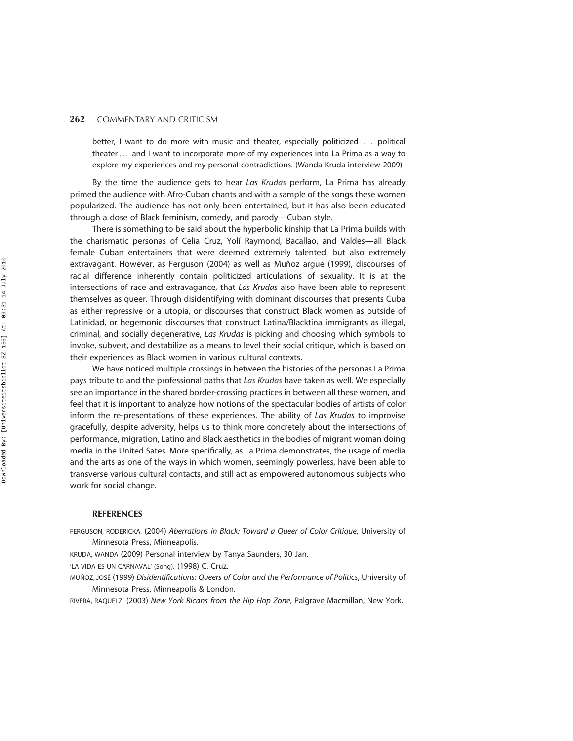better, I want to do more with music and theater, especially politicized ... political theater ... and I want to incorporate more of my experiences into La Prima as a way to explore my experiences and my personal contradictions. (Wanda Kruda interview 2009)

By the time the audience gets to hear *Las Krudas* perform, La Prima has already primed the audience with Afro-Cuban chants and with a sample of the songs these women popularized. The audience has not only been entertained, but it has also been educated through a dose of Black feminism, comedy, and parody—Cuban style.

There is something to be said about the hyperbolic kinship that La Prima builds with the charismatic personas of Celia Cruz, Yolí Raymond, Bacallao, and Valdes—all Black female Cuban entertainers that were deemed extremely talented, but also extremely extravagant. However, as Ferguson (2004) as well as Muñoz argue (1999), discourses of racial difference inherently contain politicized articulations of sexuality. It is at the intersections of race and extravagance, that *Las Krudas* also have been able to represent themselves as queer. Through disidentifying with dominant discourses that presents Cuba as either repressive or a utopia, or discourses that construct Black women as outside of Latinidad, or hegemonic discourses that construct Latina/Blacktina immigrants as illegal, criminal, and socially degenerative, *Las Krudas* is picking and choosing which symbols to invoke, subvert, and destabilize as a means to level their social critique, which is based on their experiences as Black women in various cultural contexts.

We have noticed multiple crossings in between the histories of the personas La Prima pays tribute to and the professional paths that *Las Krudas* have taken as well. We especially see an importance in the shared border-crossing practices in between all these women, and feel that it is important to analyze how notions of the spectacular bodies of artists of color inform the re-presentations of these experiences. The ability of *Las Krudas* to improvise gracefully, despite adversity, helps us to think more concretely about the intersections of performance, migration, Latino and Black aesthetics in the bodies of migrant woman doing media in the United Sates. More specifically, as La Prima demonstrates, the usage of media and the arts as one of the ways in which women, seemingly powerless, have been able to transverse various cultural contacts, and still act as empowered autonomous subjects who work for social change.

## REFERENCES

FERGUSON, RODERICKA. (2004) *Aberrations in Black: Toward a Queer of Color Critique*, University of Minnesota Press, Minneapolis.

KRUDA, WANDA (2009) Personal interview by Tanya Saunders, 30 Jan.

'LA VIDA ES UN CARNAVAL' (Song). (1998) C. Cruz.

MUÑOZ, JOSÉ (1999) *Disidentifications: Queers of Color and the Performance of Politics*, University of Minnesota Press, Minneapolis & London.

RIVERA, RAQUELZ. (2003) *New York Ricans from the Hip Hop Zone*, Palgrave Macmillan, New York.